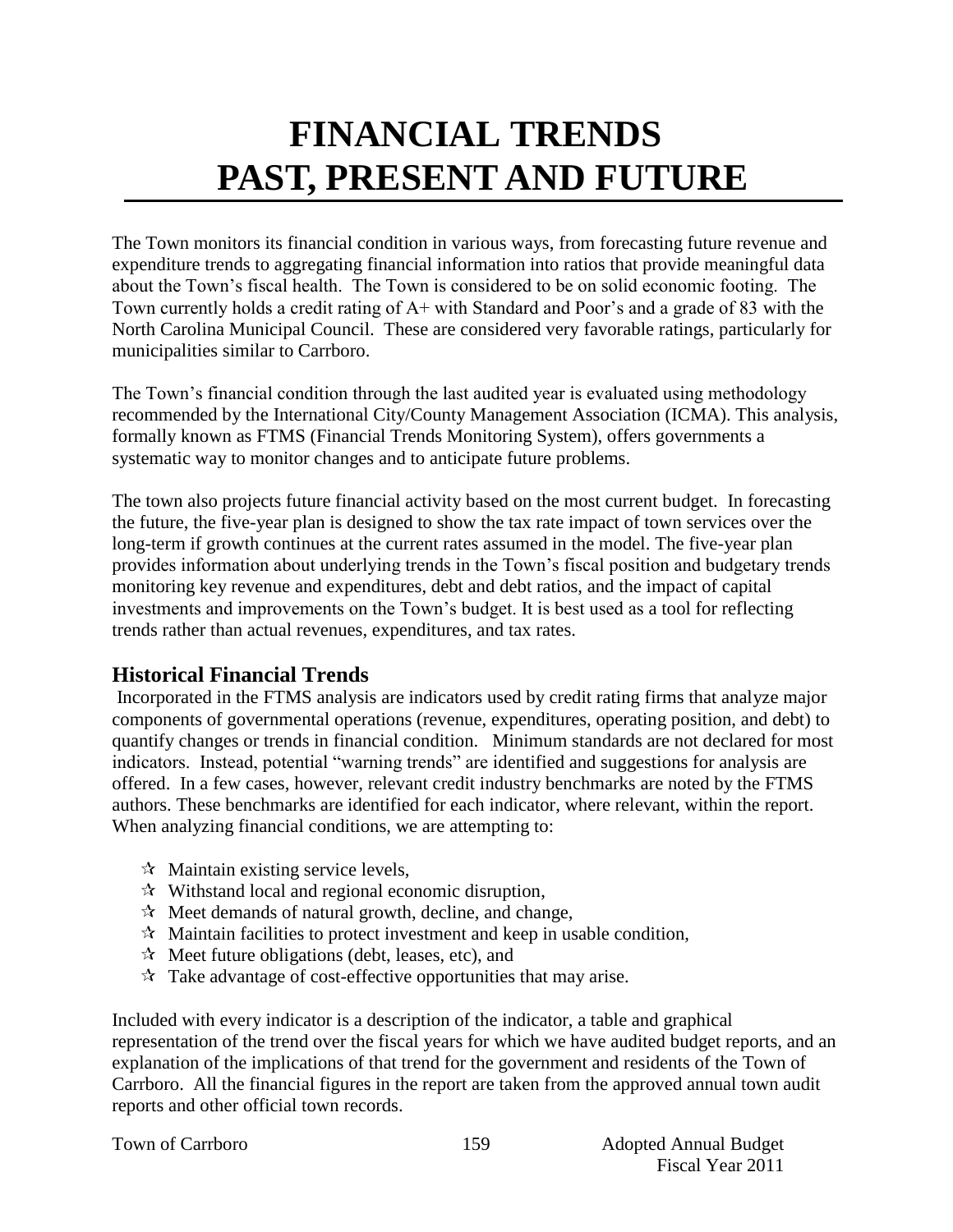# FINANCIAL TRENDS PAST, PRESENT AND FUTURE

The Town monitors its financial condition in various ways, from forecasting future revenue and expenditure trends to aggregating financial information into ratios that provide meaningful data about the Town's fiscal health. The Town is considered to be on solid economic footing. The Town currently holds a credit rating of A+ with Standard and Poor's and a grade of 83 with the North Carolina Municipal Council. These are considered very favorable ratings, particularly for municipalities similar to Carrboro.

The Town's financial condition through the last audited year is evaluated using methodology recommended by the International City/County Management Association (ICMA). This analysis, formally known as FTMS (Financial Trends Monitoring System), offers governments a systematic way to monitor changes and to anticipate future problems.

The town also projects future financial activity based on the most current budget. In forecasting the future, the five-year plan is designed to show the tax rate impact of town services over the long-term if growth continues at the current rates assumed in the model. The five-year plan provides information about underlying trends in the Town's fiscal position and budgetary trends monitoring key revenue and expenditures, debt and debt ratios, and the impact of capital investments and improvements on the Town's budget. It is best used as a tool for reflecting trends rather than actual revenues, expenditures, and tax rates.

## Historical Financial Trends

Incorporated in the FTMS analysis are indicators used by credit rating firms that analyze major components of governmental operations (revenue, expenditures, operating position, and debt) to quantify changes or trends in financial condition. Minimum standards are not declared for most indicators. Instead, potential "warning trends" are identified and suggestions for analysis are offered. In a few cases, however, relevant credit industry benchmarks are noted by the FTMS authors. These benchmarks are identified for each indicator, where relevant, within the report. When analyzing financial conditions, we are attempting to:

- Maintain existing service levels,
- Withstand local and regional economic disruption,
- Meet demands of natural growth, decline, and change,
- Maintain facilities to protect investment and keep in usable condition,
- Meet future obligations (debt, leases, etc), and
- Take advantage of cost-effective opportunities that may arise.

Included with every indicator is a description of the indicator, a table and graphical representation of the trend over the fiscal years for which we have audited budget reports, and an explanation of the implications of that trend for the government and residents of the Town of Carrboro. All the financial figures in the report are taken from the approved annual town audit reports and other official town records.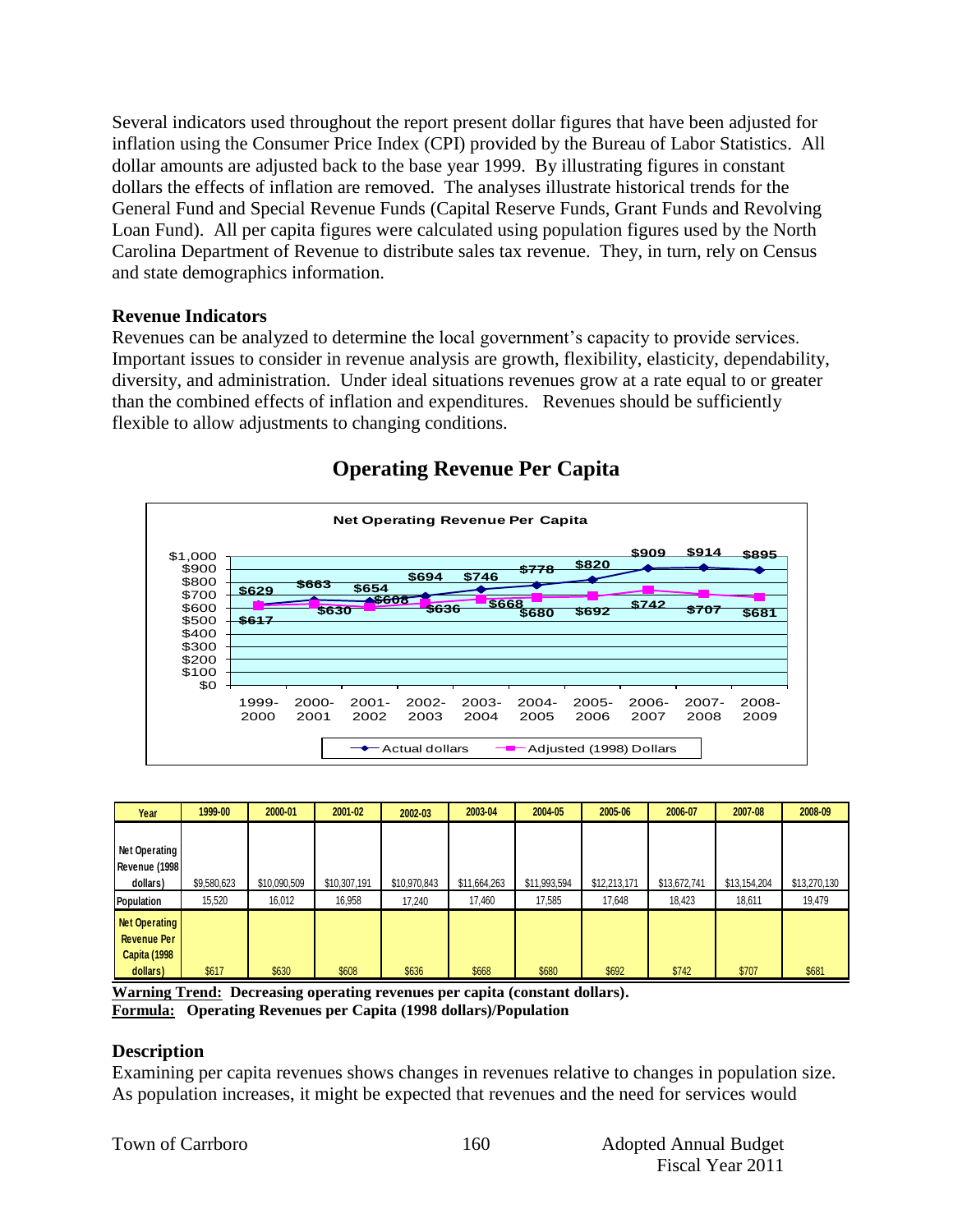Several indicators used throughout the report present dollar figures that have been adjusted for inflation using the Consumer Price Index (CPI) provided by the Bureau of Labor Statistics. All dollar amounts are adjusted back to the base year 1999. By illustrating figures in constant dollars the effects of inflation are removed. The analyses illustrate historical trends for the General Fund and Special Revenue Funds (Capital Reserve Funds, Grant Funds and Revolving Loan Fund). All per capita figures were calculated using population figures used by the North Carolina Department of Revenue to distribute sales tax revenue. They, in turn, rely on Census and state demographics information.

### Revenue Indicators

Revenues can be analyzed to determine the local government's capacity to provide services. Important issues to consider in revenue analysis are growth, flexibility, elasticity, dependability, diversity, and administration. Under ideal situations revenues grow at a rate equal to or greater than the combined effects of inflation and expenditures. Revenues should be sufficiently flexible to allow adjustments to changing conditions.

## Operating Revenue Per Capita

**Net Operating Revenue Per Capita**

| | 1999-2000 | 2000-2001 | 2001-2002 | 2002-2003 | 2003-2004 | 2004-2005 | 2005-2006 | 2006-2007 | 2007-2008 | 2008-2009 |
|---|---|---|---|---|---|---|---|---|---|---|
| Actual dollars | $629 | $663 | $654 | $694 | $746 | $778 | $820 | $909 | $914 | $895 |
| Adjusted (1998) Dollars | $617 | $630 | $608 | $636 | $668 | $680 | $692 | $742 | $707 | $681 |

| Year | 1999-00 | 2000-01 | 2001-02 | 2002-03 | 2003-04 | 2004-05 | 2005-06 | 2006-07 | 2007-08 | 2008-09 |
|---|---|---|---|---|---|---|---|---|---|---|
| Net Operating Revenue (1998 dollars) | $9,580,623 | $10,090,509 | $10,307,191 | $10,970,843 | $11,664,263 | $11,993,594 | $12,213,171 | $13,672,741 | $13,154,204 | $13,270,130 |
| Population | 15,520 | 16,012 | 16,958 | 17,240 | 17,460 | 17,585 | 17,648 | 18,423 | 18,611 | 19,479 |
| Net Operating Revenue Per Capita (1998 dollars) | $617 | $630 | $608 | $636 | $668 | $680 | $692 | $742 | $707 | $681 |

**Warning Trend: Decreasing operating revenues per capita (constant dollars).**
**Formula: Operating Revenues per Capita (1998 dollars)/Population**

### Description

Examining per capita revenues shows changes in revenues relative to changes in population size. As population increases, it might be expected that revenues and the need for services would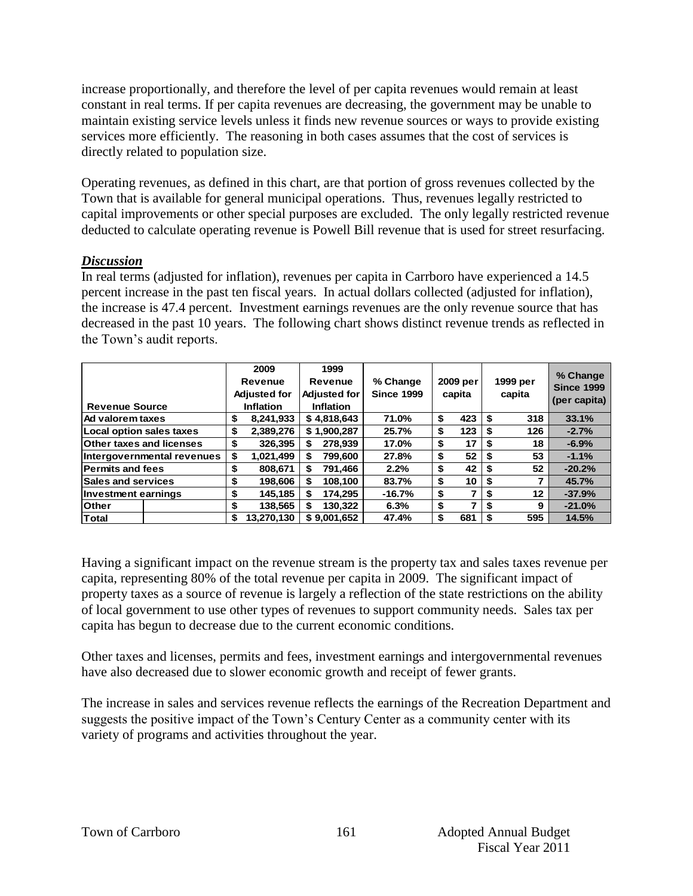increase proportionally, and therefore the level of per capita revenues would remain at least constant in real terms. If per capita revenues are decreasing, the government may be unable to maintain existing service levels unless it finds new revenue sources or ways to provide existing services more efficiently. The reasoning in both cases assumes that the cost of services is directly related to population size.

Operating revenues, as defined in this chart, are that portion of gross revenues collected by the Town that is available for general municipal operations. Thus, revenues legally restricted to capital improvements or other special purposes are excluded. The only legally restricted revenue deducted to calculate operating revenue is Powell Bill revenue that is used for street resurfacing.

### ***Discussion***

In real terms (adjusted for inflation), revenues per capita in Carrboro have experienced a 14.5 percent increase in the past ten fiscal years. In actual dollars collected (adjusted for inflation), the increase is 47.4 percent. Investment earnings revenues are the only revenue source that has decreased in the past 10 years. The following chart shows distinct revenue trends as reflected in the Town's audit reports.

| Revenue Source | 2009 Revenue Adjusted for Inflation | 1999 Revenue Adjusted for Inflation | % Change Since 1999 | 2009 per capita | 1999 per capita | % Change Since 1999 (per capita) |
|---|---|---|---|---|---|---|
| Ad valorem taxes | $ 8,241,933 | $ 4,818,643 | 71.0% | $ 423 | $ 318 | 33.1% |
| Local option sales taxes | $ 2,389,276 | $ 1,900,287 | 25.7% | $ 123 | $ 126 | -2.7% |
| Other taxes and licenses | $ 326,395 | $ 278,939 | 17.0% | $ 17 | $ 18 | -6.9% |
| Intergovernmental revenues | $ 1,021,499 | $ 799,600 | 27.8% | $ 52 | $ 53 | -1.1% |
| Permits and fees | $ 808,671 | $ 791,466 | 2.2% | $ 42 | $ 52 | -20.2% |
| Sales and services | $ 198,606 | $ 108,100 | 83.7% | $ 10 | $ 7 | 45.7% |
| Investment earnings | $ 145,185 | $ 174,295 | -16.7% | $ 7 | $ 12 | -37.9% |
| Other | $ 138,565 | $ 130,322 | 6.3% | $ 7 | $ 9 | -21.0% |
| Total | $ 13,270,130 | $ 9,001,652 | 47.4% | $ 681 | $ 595 | 14.5% |

Having a significant impact on the revenue stream is the property tax and sales taxes revenue per capita, representing 80% of the total revenue per capita in 2009. The significant impact of property taxes as a source of revenue is largely a reflection of the state restrictions on the ability of local government to use other types of revenues to support community needs. Sales tax per capita has begun to decrease due to the current economic conditions.

Other taxes and licenses, permits and fees, investment earnings and intergovernmental revenues have also decreased due to slower economic growth and receipt of fewer grants.

The increase in sales and services revenue reflects the earnings of the Recreation Department and suggests the positive impact of the Town's Century Center as a community center with its variety of programs and activities throughout the year.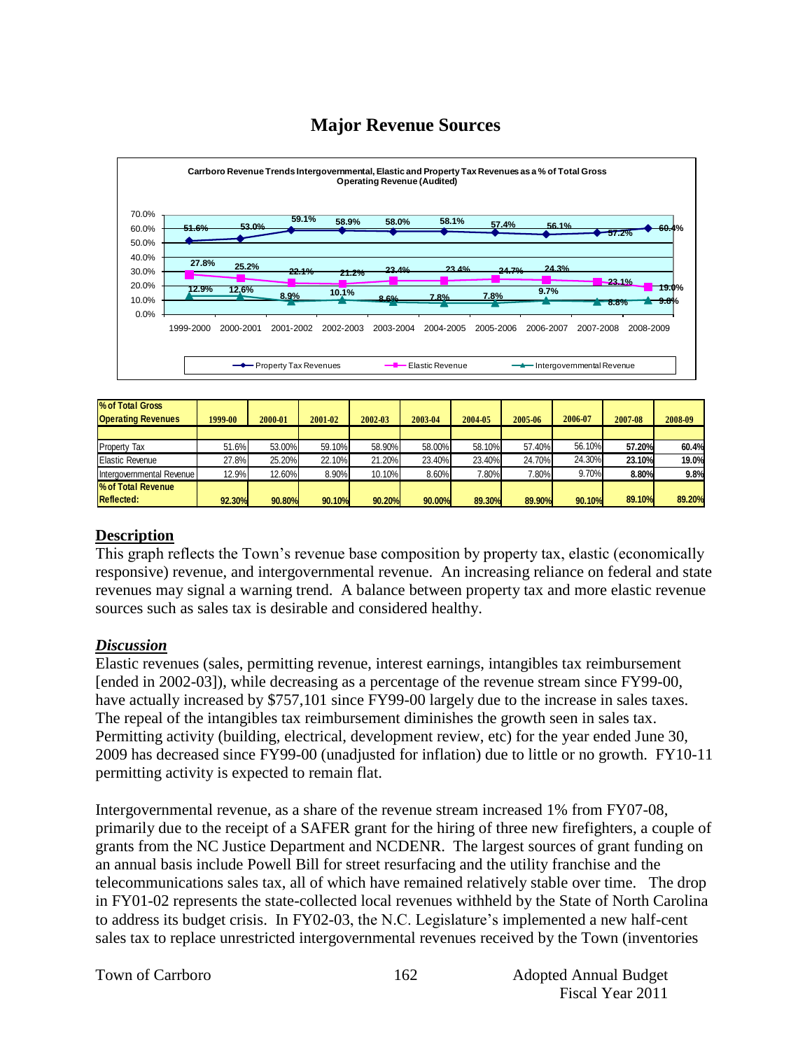# Major Revenue Sources

Carrboro Revenue Trends Intergovernmental, Elastic and Property Tax Revenues as a % of Total Gross Operating Revenue (Audited)

| % of Total Gross Operating Revenues | 1999-00 | 2000-01 | 2001-02 | 2002-03 | 2003-04 | 2004-05 | 2005-06 | 2006-07 | 2007-08 | 2008-09 |
|---|---|---|---|---|---|---|---|---|---|---|
| Property Tax | 51.6% | 53.00% | 59.10% | 58.90% | 58.00% | 58.10% | 57.40% | 56.10% | **57.20%** | **60.4%** |
| Elastic Revenue | 27.8% | 25.20% | 22.10% | 21.20% | 23.40% | 23.40% | 24.70% | 24.30% | **23.10%** | **19.0%** |
| Intergovernmental Revenue | 12.9% | 12.60% | 8.90% | 10.10% | 8.60% | 7.80% | 7.80% | 9.70% | **8.80%** | **9.8%** |
| **% of Total Revenue Reflected:** | **92.30%** | **90.80%** | **90.10%** | **90.20%** | **90.00%** | **89.30%** | **89.90%** | **90.10%** | **89.10%** | **89.20%** |

## Description

This graph reflects the Town's revenue base composition by property tax, elastic (economically responsive) revenue, and intergovernmental revenue. An increasing reliance on federal and state revenues may signal a warning trend. A balance between property tax and more elastic revenue sources such as sales tax is desirable and considered healthy.

## *Discussion*

Elastic revenues (sales, permitting revenue, interest earnings, intangibles tax reimbursement [ended in 2002-03]), while decreasing as a percentage of the revenue stream since FY99-00, have actually increased by $757,101 since FY99-00 largely due to the increase in sales taxes. The repeal of the intangibles tax reimbursement diminishes the growth seen in sales tax. Permitting activity (building, electrical, development review, etc) for the year ended June 30, 2009 has decreased since FY99-00 (unadjusted for inflation) due to little or no growth. FY10-11 permitting activity is expected to remain flat.

Intergovernmental revenue, as a share of the revenue stream increased 1% from FY07-08, primarily due to the receipt of a SAFER grant for the hiring of three new firefighters, a couple of grants from the NC Justice Department and NCDENR. The largest sources of grant funding on an annual basis include Powell Bill for street resurfacing and the utility franchise and the telecommunications sales tax, all of which have remained relatively stable over time. The drop in FY01-02 represents the state-collected local revenues withheld by the State of North Carolina to address its budget crisis. In FY02-03, the N.C. Legislature's implemented a new half-cent sales tax to replace unrestricted intergovernmental revenues received by the Town (inventories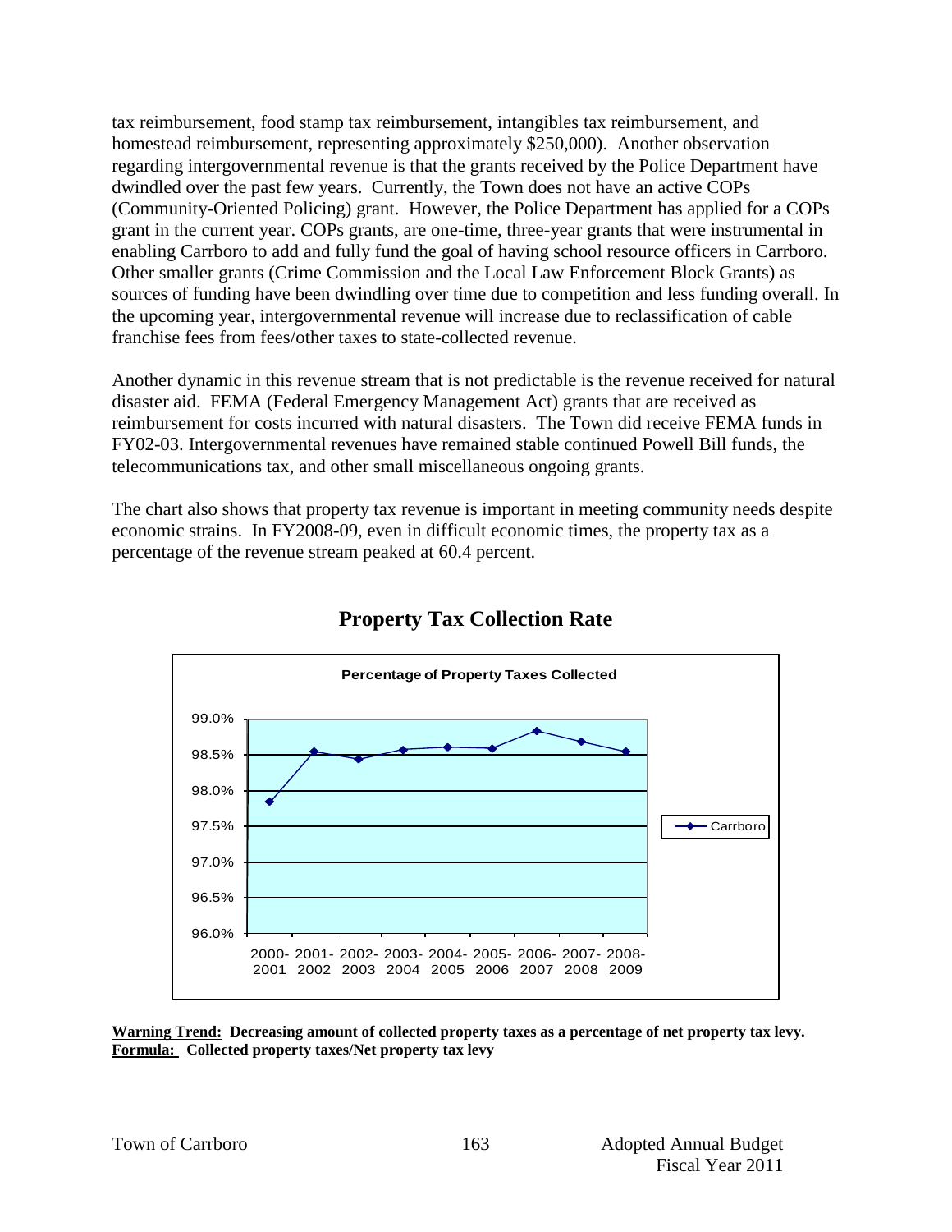tax reimbursement, food stamp tax reimbursement, intangibles tax reimbursement, and homestead reimbursement, representing approximately $250,000). Another observation regarding intergovernmental revenue is that the grants received by the Police Department have dwindled over the past few years. Currently, the Town does not have an active COPs (Community-Oriented Policing) grant. However, the Police Department has applied for a COPs grant in the current year. COPs grants, are one-time, three-year grants that were instrumental in enabling Carrboro to add and fully fund the goal of having school resource officers in Carrboro. Other smaller grants (Crime Commission and the Local Law Enforcement Block Grants) as sources of funding have been dwindling over time due to competition and less funding overall. In the upcoming year, intergovernmental revenue will increase due to reclassification of cable franchise fees from fees/other taxes to state-collected revenue.

Another dynamic in this revenue stream that is not predictable is the revenue received for natural disaster aid. FEMA (Federal Emergency Management Act) grants that are received as reimbursement for costs incurred with natural disasters. The Town did receive FEMA funds in FY02-03. Intergovernmental revenues have remained stable continued Powell Bill funds, the telecommunications tax, and other small miscellaneous ongoing grants.

The chart also shows that property tax revenue is important in meeting community needs despite economic strains. In FY2008-09, even in difficult economic times, the property tax as a percentage of the revenue stream peaked at 60.4 percent.

## Property Tax Collection Rate

**Percentage of Property Taxes Collected**

**Warning Trend: Decreasing amount of collected property taxes as a percentage of net property tax levy.**
**Formula: Collected property taxes/Net property tax levy**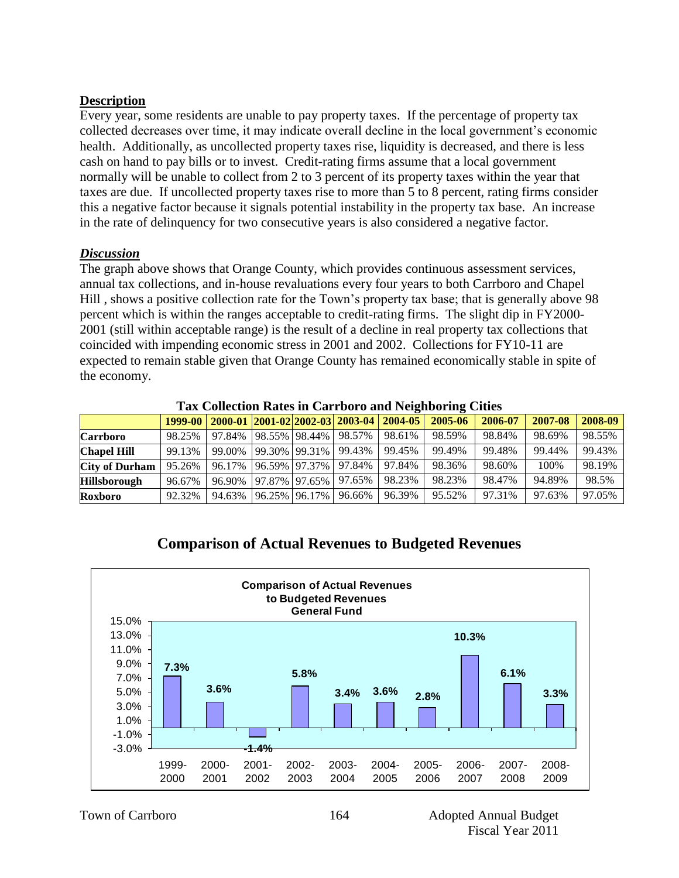**Description**

Every year, some residents are unable to pay property taxes. If the percentage of property tax collected decreases over time, it may indicate overall decline in the local government's economic health. Additionally, as uncollected property taxes rise, liquidity is decreased, and there is less cash on hand to pay bills or to invest. Credit-rating firms assume that a local government normally will be unable to collect from 2 to 3 percent of its property taxes within the year that taxes are due. If uncollected property taxes rise to more than 5 to 8 percent, rating firms consider this a negative factor because it signals potential instability in the property tax base. An increase in the rate of delinquency for two consecutive years is also considered a negative factor.

***Discussion***

The graph above shows that Orange County, which provides continuous assessment services, annual tax collections, and in-house revaluations every four years to both Carrboro and Chapel Hill , shows a positive collection rate for the Town's property tax base; that is generally above 98 percent which is within the ranges acceptable to credit-rating firms. The slight dip in FY2000-2001 (still within acceptable range) is the result of a decline in real property tax collections that coincided with impending economic stress in 2001 and 2002. Collections for FY10-11 are expected to remain stable given that Orange County has remained economically stable in spite of the economy.

**Tax Collection Rates in Carrboro and Neighboring Cities**

| | 1999-00 | 2000-01 | 2001-02 | 2002-03 | 2003-04 | 2004-05 | 2005-06 | 2006-07 | 2007-08 | 2008-09 |
|---|---|---|---|---|---|---|---|---|---|---|
| **Carrboro** | 98.25% | 97.84% | 98.55% | 98.44% | 98.57% | 98.61% | 98.59% | 98.84% | 98.69% | 98.55% |
| **Chapel Hill** | 99.13% | 99.00% | 99.30% | 99.31% | 99.43% | 99.45% | 99.49% | 99.48% | 99.44% | 99.43% |
| **City of Durham** | 95.26% | 96.17% | 96.59% | 97.37% | 97.84% | 97.84% | 98.36% | 98.60% | 100% | 98.19% |
| **Hillsborough** | 96.67% | 96.90% | 97.87% | 97.65% | 97.65% | 98.23% | 98.23% | 98.47% | 94.89% | 98.5% |
| **Roxboro** | 92.32% | 94.63% | 96.25% | 96.17% | 96.66% | 96.39% | 95.52% | 97.31% | 97.63% | 97.05% |

## Comparison of Actual Revenues to Budgeted Revenues

**Comparison of Actual Revenues to Budgeted Revenues General Fund**

| Fiscal Year | Actual vs. Budgeted |
|---|---|
| 1999-2000 | 7.3% |
| 2000-2001 | 3.6% |
| 2001-2002 | -1.4% |
| 2002-2003 | 5.8% |
| 2003-2004 | 3.4% |
| 2004-2005 | 3.6% |
| 2005-2006 | 2.8% |
| 2006-2007 | 10.3% |
| 2007-2008 | 6.1% |
| 2008-2009 | 3.3% |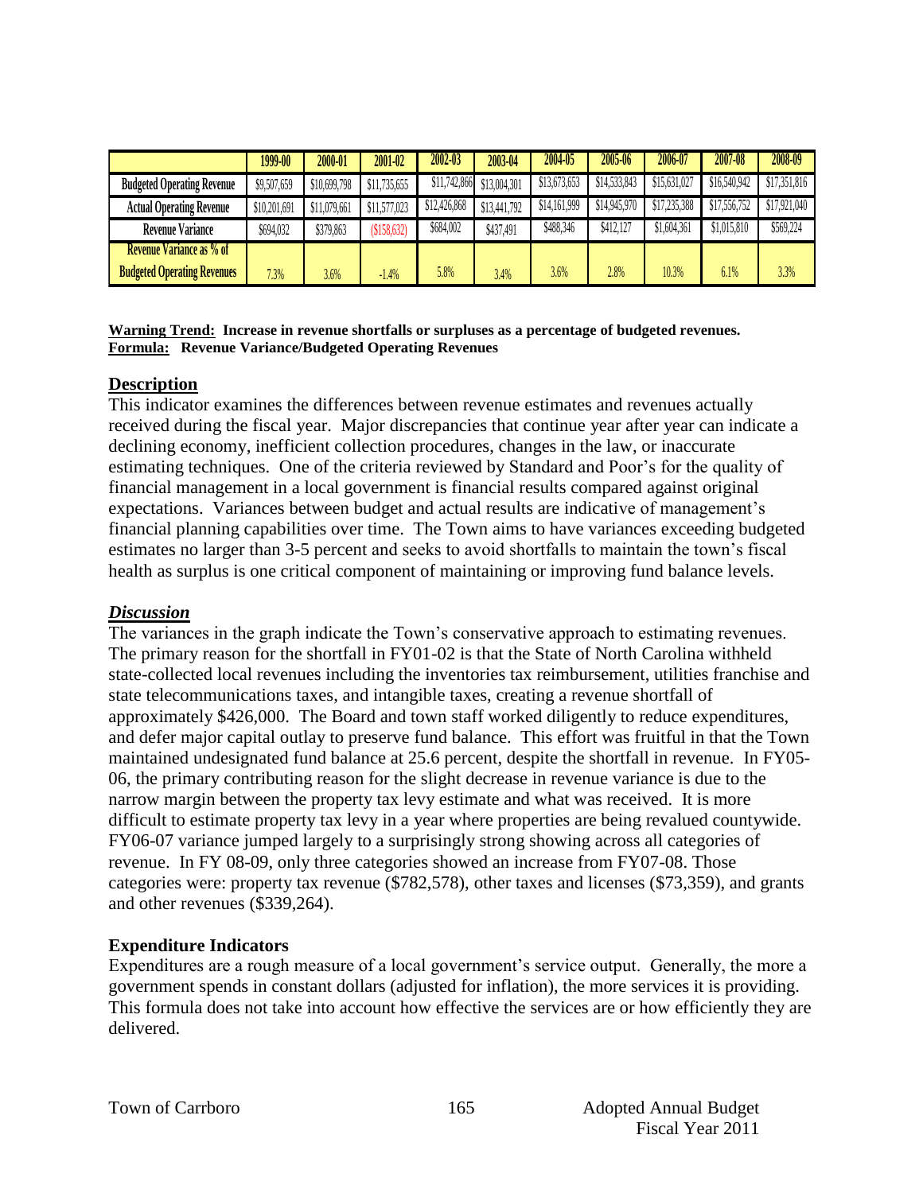| | 1999-00 | 2000-01 | 2001-02 | 2002-03 | 2003-04 | 2004-05 | 2005-06 | 2006-07 | 2007-08 | 2008-09 |
|---|---|---|---|---|---|---|---|---|---|---|
| Budgeted Operating Revenue | $9,507,659 | $10,699,798 | $11,735,655 | $11,742,866 | $13,004,301 | $13,673,653 | $14,533,843 | $15,631,027 | $16,540,942 | $17,351,816 |
| Actual Operating Revenue | $10,201,691 | $11,079,661 | $11,577,023 | $12,426,868 | $13,441,792 | $14,161,999 | $14,945,970 | $17,235,388 | $17,556,752 | $17,921,040 |
| Revenue Variance | $694,032 | $379,863 | ($158,632) | $684,002 | $437,491 | $488,346 | $412,127 | $1,604,361 | $1,015,810 | $569,224 |
| Revenue Variance as % of Budgeted Operating Revenues | 7.3% | 3.6% | -1.4% | 5.8% | 3.4% | 3.6% | 2.8% | 10.3% | 6.1% | 3.3% |

**Warning Trend: Increase in revenue shortfalls or surpluses as a percentage of budgeted revenues.**
**Formula: Revenue Variance/Budgeted Operating Revenues**

## Description

This indicator examines the differences between revenue estimates and revenues actually received during the fiscal year. Major discrepancies that continue year after year can indicate a declining economy, inefficient collection procedures, changes in the law, or inaccurate estimating techniques. One of the criteria reviewed by Standard and Poor's for the quality of financial management in a local government is financial results compared against original expectations. Variances between budget and actual results are indicative of management's financial planning capabilities over time. The Town aims to have variances exceeding budgeted estimates no larger than 3-5 percent and seeks to avoid shortfalls to maintain the town's fiscal health as surplus is one critical component of maintaining or improving fund balance levels.

## *Discussion*

The variances in the graph indicate the Town's conservative approach to estimating revenues. The primary reason for the shortfall in FY01-02 is that the State of North Carolina withheld state-collected local revenues including the inventories tax reimbursement, utilities franchise and state telecommunications taxes, and intangible taxes, creating a revenue shortfall of approximately $426,000. The Board and town staff worked diligently to reduce expenditures, and defer major capital outlay to preserve fund balance. This effort was fruitful in that the Town maintained undesignated fund balance at 25.6 percent, despite the shortfall in revenue. In FY05-06, the primary contributing reason for the slight decrease in revenue variance is due to the narrow margin between the property tax levy estimate and what was received. It is more difficult to estimate property tax levy in a year where properties are being revalued countywide. FY06-07 variance jumped largely to a surprisingly strong showing across all categories of revenue. In FY 08-09, only three categories showed an increase from FY07-08. Those categories were: property tax revenue ($782,578), other taxes and licenses ($73,359), and grants and other revenues ($339,264).

### Expenditure Indicators

Expenditures are a rough measure of a local government's service output. Generally, the more a government spends in constant dollars (adjusted for inflation), the more services it is providing. This formula does not take into account how effective the services are or how efficiently they are delivered.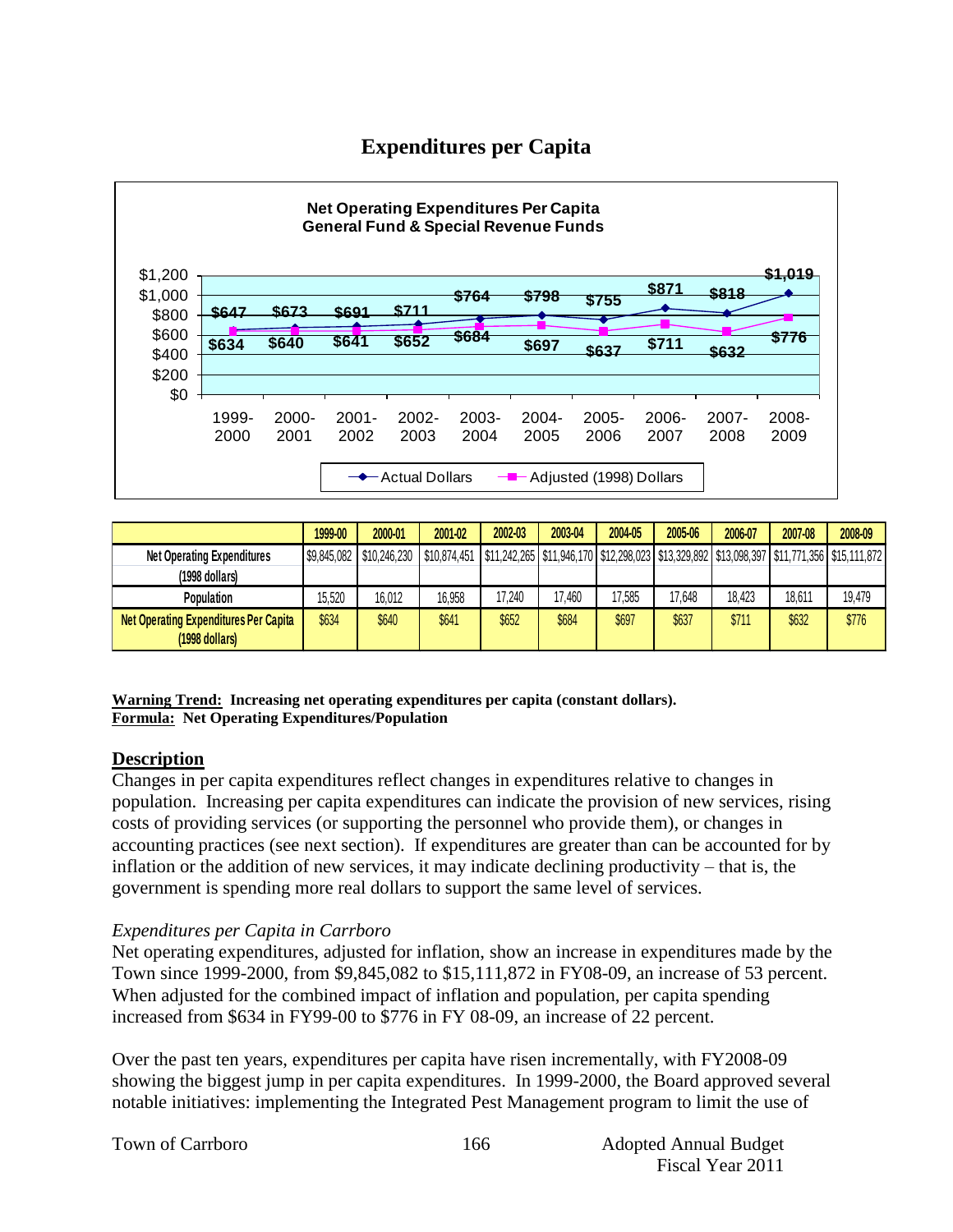# Expenditures per Capita

**Net Operating Expenditures Per Capita**
**General Fund & Special Revenue Funds**

| | 1999-2000 | 2000-2001 | 2001-2002 | 2002-2003 | 2003-2004 | 2004-2005 | 2005-2006 | 2006-2007 | 2007-2008 | 2008-2009 |
|---|---|---|---|---|---|---|---|---|---|---|
| Actual Dollars | $647 | $673 | $691 | $711 | $764 | $798 | $755 | $871 | $818 | $1,019 |
| Adjusted (1998) Dollars | $634 | $640 | $641 | $652 | $684 | $697 | $637 | $711 | $632 | $776 |

| | 1999-00 | 2000-01 | 2001-02 | 2002-03 | 2003-04 | 2004-05 | 2005-06 | 2006-07 | 2007-08 | 2008-09 |
|---|---|---|---|---|---|---|---|---|---|---|
| **Net Operating Expenditures (1998 dollars)** | $9,845,082 | $10,246,230 | $10,874,451 | $11,242,265 | $11,946,170 | $12,298,023 | $13,329,892 | $13,098,397 | $11,771,356 | $15,111,872 |
| **Population** | 15,520 | 16,012 | 16,958 | 17,240 | 17,460 | 17,585 | 17,648 | 18,423 | 18,611 | 19,479 |
| **Net Operating Expenditures Per Capita (1998 dollars)** | $634 | $640 | $641 | $652 | $684 | $697 | $637 | $711 | $632 | $776 |

**Warning Trend:** **Increasing net operating expenditures per capita (constant dollars).**
**Formula:** **Net Operating Expenditures/Population**

## Description

Changes in per capita expenditures reflect changes in expenditures relative to changes in population. Increasing per capita expenditures can indicate the provision of new services, rising costs of providing services (or supporting the personnel who provide them), or changes in accounting practices (see next section). If expenditures are greater than can be accounted for by inflation or the addition of new services, it may indicate declining productivity – that is, the government is spending more real dollars to support the same level of services.

*Expenditures per Capita in Carrboro*

Net operating expenditures, adjusted for inflation, show an increase in expenditures made by the Town since 1999-2000, from $9,845,082 to $15,111,872 in FY08-09, an increase of 53 percent. When adjusted for the combined impact of inflation and population, per capita spending increased from $634 in FY99-00 to $776 in FY 08-09, an increase of 22 percent.

Over the past ten years, expenditures per capita have risen incrementally, with FY2008-09 showing the biggest jump in per capita expenditures. In 1999-2000, the Board approved several notable initiatives: implementing the Integrated Pest Management program to limit the use of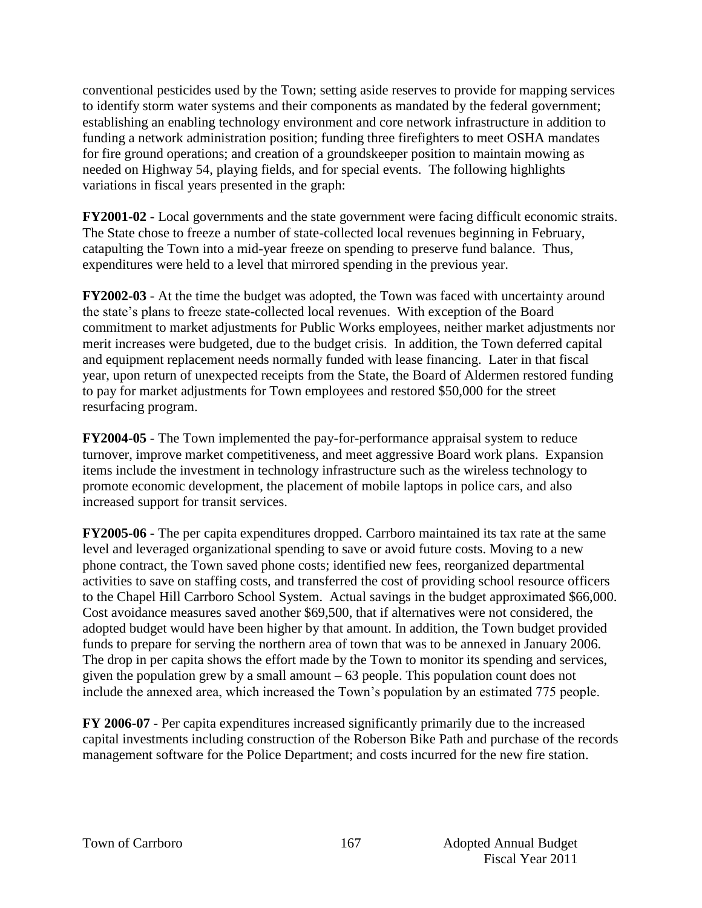conventional pesticides used by the Town; setting aside reserves to provide for mapping services to identify storm water systems and their components as mandated by the federal government; establishing an enabling technology environment and core network infrastructure in addition to funding a network administration position; funding three firefighters to meet OSHA mandates for fire ground operations; and creation of a groundskeeper position to maintain mowing as needed on Highway 54, playing fields, and for special events. The following highlights variations in fiscal years presented in the graph:

**FY2001-02** - Local governments and the state government were facing difficult economic straits. The State chose to freeze a number of state-collected local revenues beginning in February, catapulting the Town into a mid-year freeze on spending to preserve fund balance. Thus, expenditures were held to a level that mirrored spending in the previous year.

**FY2002-03** - At the time the budget was adopted, the Town was faced with uncertainty around the state's plans to freeze state-collected local revenues. With exception of the Board commitment to market adjustments for Public Works employees, neither market adjustments nor merit increases were budgeted, due to the budget crisis. In addition, the Town deferred capital and equipment replacement needs normally funded with lease financing. Later in that fiscal year, upon return of unexpected receipts from the State, the Board of Aldermen restored funding to pay for market adjustments for Town employees and restored $50,000 for the street resurfacing program.

**FY2004-05** - The Town implemented the pay-for-performance appraisal system to reduce turnover, improve market competitiveness, and meet aggressive Board work plans. Expansion items include the investment in technology infrastructure such as the wireless technology to promote economic development, the placement of mobile laptops in police cars, and also increased support for transit services.

**FY2005-06 -** The per capita expenditures dropped. Carrboro maintained its tax rate at the same level and leveraged organizational spending to save or avoid future costs. Moving to a new phone contract, the Town saved phone costs; identified new fees, reorganized departmental activities to save on staffing costs, and transferred the cost of providing school resource officers to the Chapel Hill Carrboro School System. Actual savings in the budget approximated $66,000. Cost avoidance measures saved another $69,500, that if alternatives were not considered, the adopted budget would have been higher by that amount. In addition, the Town budget provided funds to prepare for serving the northern area of town that was to be annexed in January 2006. The drop in per capita shows the effort made by the Town to monitor its spending and services, given the population grew by a small amount – 63 people. This population count does not include the annexed area, which increased the Town's population by an estimated 775 people.

**FY 2006-07** - Per capita expenditures increased significantly primarily due to the increased capital investments including construction of the Roberson Bike Path and purchase of the records management software for the Police Department; and costs incurred for the new fire station.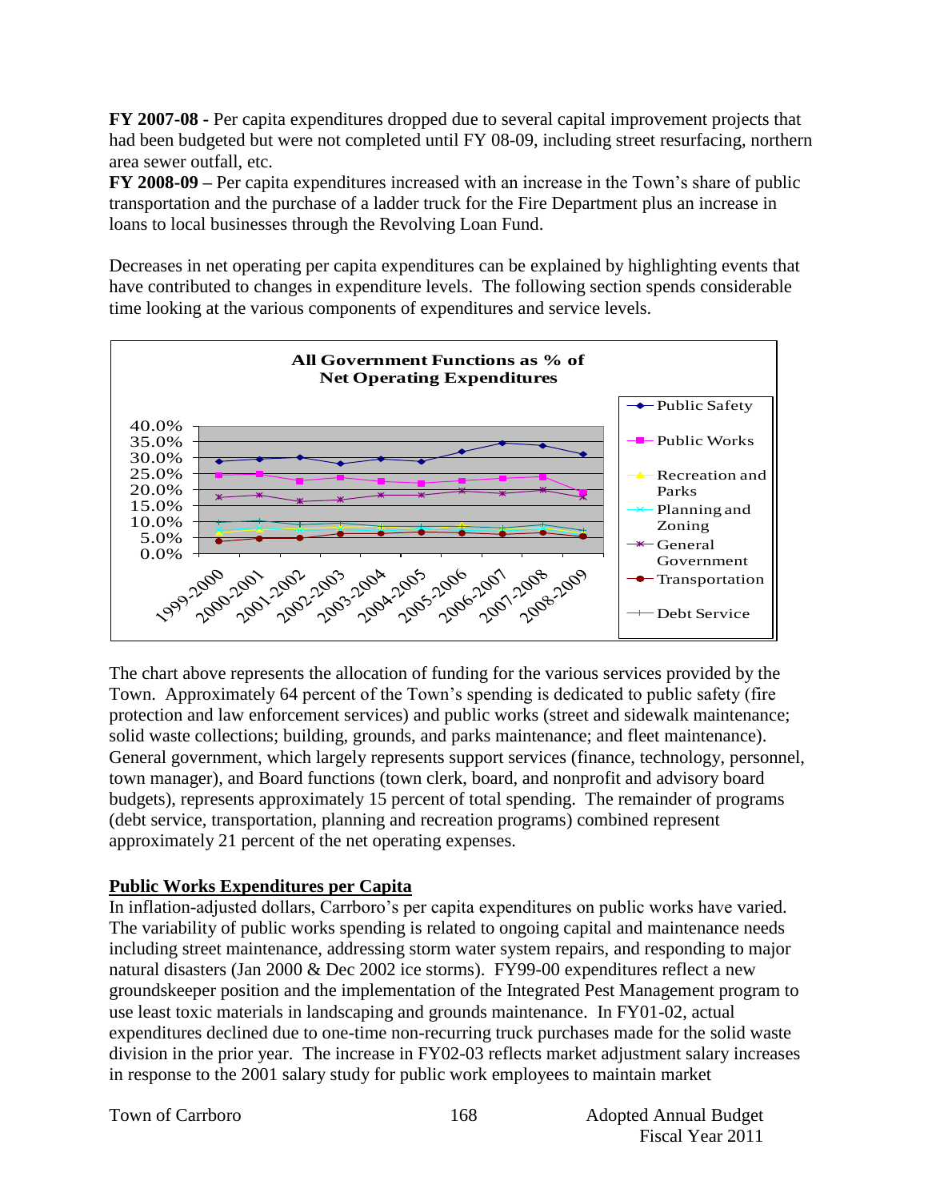**FY 2007-08 -** Per capita expenditures dropped due to several capital improvement projects that had been budgeted but were not completed until FY 08-09, including street resurfacing, northern area sewer outfall, etc.
**FY 2008-09 –** Per capita expenditures increased with an increase in the Town's share of public transportation and the purchase of a ladder truck for the Fire Department plus an increase in loans to local businesses through the Revolving Loan Fund.

Decreases in net operating per capita expenditures can be explained by highlighting events that have contributed to changes in expenditure levels. The following section spends considerable time looking at the various components of expenditures and service levels.

**All Government Functions as % of Net Operating Expenditures**

The chart above represents the allocation of funding for the various services provided by the Town. Approximately 64 percent of the Town's spending is dedicated to public safety (fire protection and law enforcement services) and public works (street and sidewalk maintenance; solid waste collections; building, grounds, and parks maintenance; and fleet maintenance). General government, which largely represents support services (finance, technology, personnel, town manager), and Board functions (town clerk, board, and nonprofit and advisory board budgets), represents approximately 15 percent of total spending. The remainder of programs (debt service, transportation, planning and recreation programs) combined represent approximately 21 percent of the net operating expenses.

**Public Works Expenditures per Capita**

In inflation-adjusted dollars, Carrboro's per capita expenditures on public works have varied. The variability of public works spending is related to ongoing capital and maintenance needs including street maintenance, addressing storm water system repairs, and responding to major natural disasters (Jan 2000 & Dec 2002 ice storms). FY99-00 expenditures reflect a new groundskeeper position and the implementation of the Integrated Pest Management program to use least toxic materials in landscaping and grounds maintenance. In FY01-02, actual expenditures declined due to one-time non-recurring truck purchases made for the solid waste division in the prior year. The increase in FY02-03 reflects market adjustment salary increases in response to the 2001 salary study for public work employees to maintain market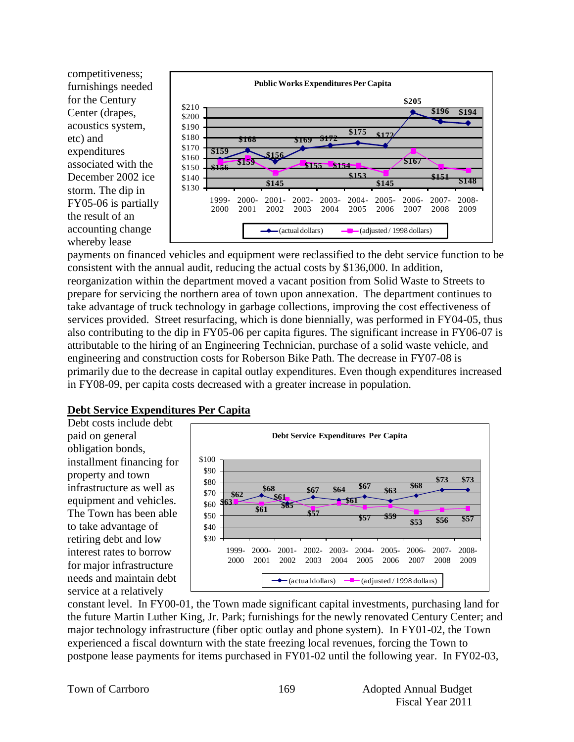competitiveness; furnishings needed for the Century Center (drapes, acoustics system, etc) and expenditures associated with the December 2002 ice storm. The dip in FY05-06 is partially the result of an accounting change whereby lease payments on financed vehicles and equipment were reclassified to the debt service function to be consistent with the annual audit, reducing the actual costs by $136,000. In addition, reorganization within the department moved a vacant position from Solid Waste to Streets to prepare for servicing the northern area of town upon annexation. The department continues to take advantage of truck technology in garbage collections, improving the cost effectiveness of services provided. Street resurfacing, which is done biennially, was performed in FY04-05, thus also contributing to the dip in FY05-06 per capita figures. The significant increase in FY06-07 is attributable to the hiring of an Engineering Technician, purchase of a solid waste vehicle, and engineering and construction costs for Roberson Bike Path. The decrease in FY07-08 is primarily due to the decrease in capital outlay expenditures. Even though expenditures increased in FY08-09, per capita costs decreased with a greater increase in population.

**Public Works Expenditures Per Capita**

| | 1999-2000 | 2000-2001 | 2001-2002 | 2002-2003 | 2003-2004 | 2004-2005 | 2005-2006 | 2006-2007 | 2007-2008 | 2008-2009 |
|---|---|---|---|---|---|---|---|---|---|---|
| (actual dollars) | $159 | $168 | $156 | $169 | $172 | $175 | $172 | $205 | $196 | $194 |
| (adjusted / 1998 dollars) | $156 | $159 | $145 | $155 | $154 | $153 | $145 | $167 | $151 | $148 |

## Debt Service Expenditures Per Capita

Debt costs include debt paid on general obligation bonds, installment financing for property and town infrastructure as well as equipment and vehicles. The Town has been able to take advantage of retiring debt and low interest rates to borrow for major infrastructure needs and maintain debt service at a relatively constant level. In FY00-01, the Town made significant capital investments, purchasing land for the future Martin Luther King, Jr. Park; furnishings for the newly renovated Century Center; and major technology infrastructure (fiber optic outlay and phone system). In FY01-02, the Town experienced a fiscal downturn with the state freezing local revenues, forcing the Town to postpone lease payments for items purchased in FY01-02 until the following year. In FY02-03,

**Debt Service Expenditures Per Capita**

| | 1999-2000 | 2000-2001 | 2001-2002 | 2002-2003 | 2003-2004 | 2004-2005 | 2005-2006 | 2006-2007 | 2007-2008 | 2008-2009 |
|---|---|---|---|---|---|---|---|---|---|---|
| (actual dollars) | $62 | $68 | $61 | $67 | $64 | $67 | $63 | $68 | $73 | $73 |
| (adjusted / 1998 dollars) | $63 | $61 | $65 | $57 | $61 | $57 | $59 | $53 | $56 | $57 |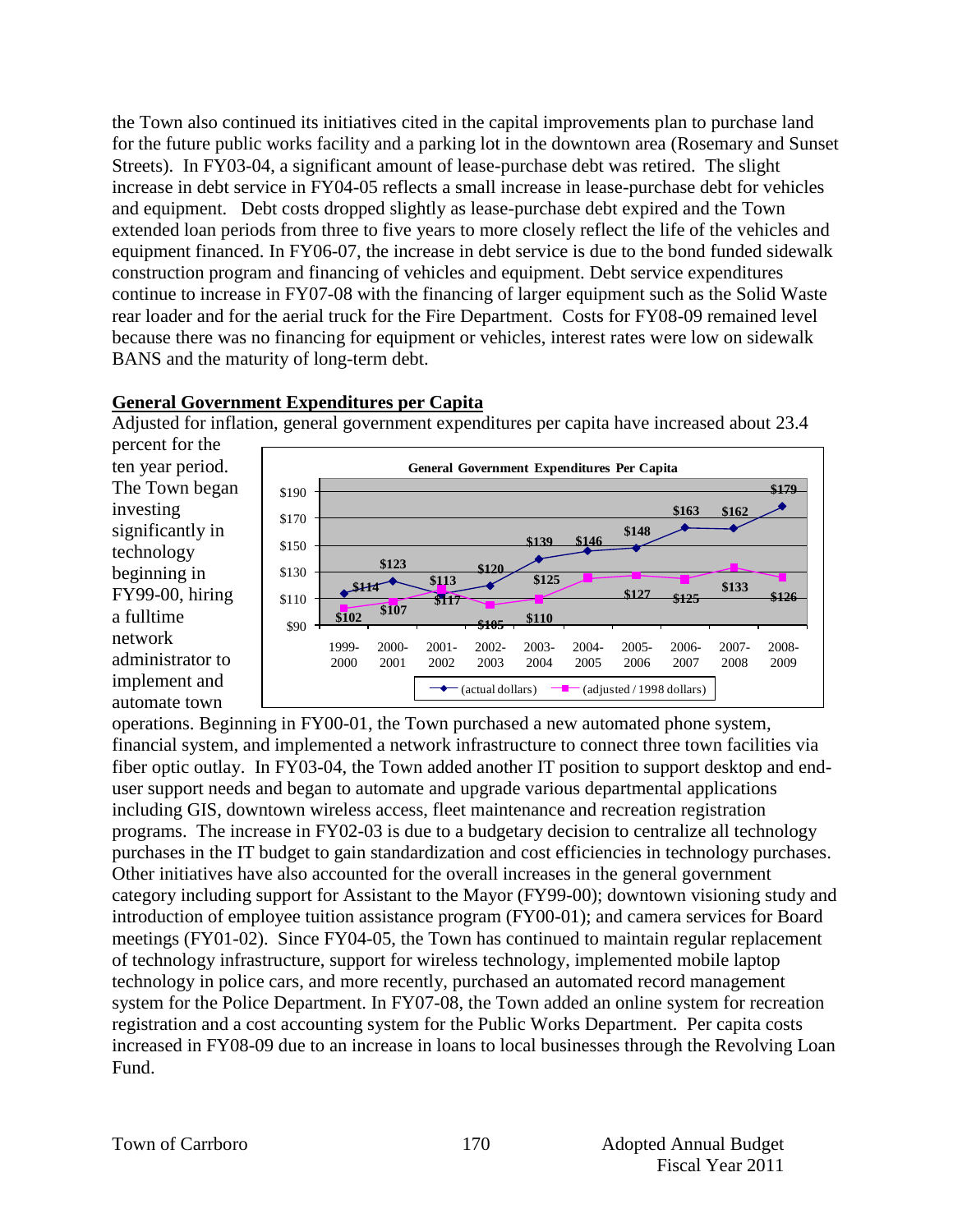the Town also continued its initiatives cited in the capital improvements plan to purchase land for the future public works facility and a parking lot in the downtown area (Rosemary and Sunset Streets). In FY03-04, a significant amount of lease-purchase debt was retired. The slight increase in debt service in FY04-05 reflects a small increase in lease-purchase debt for vehicles and equipment. Debt costs dropped slightly as lease-purchase debt expired and the Town extended loan periods from three to five years to more closely reflect the life of the vehicles and equipment financed. In FY06-07, the increase in debt service is due to the bond funded sidewalk construction program and financing of vehicles and equipment. Debt service expenditures continue to increase in FY07-08 with the financing of larger equipment such as the Solid Waste rear loader and for the aerial truck for the Fire Department. Costs for FY08-09 remained level because there was no financing for equipment or vehicles, interest rates were low on sidewalk BANS and the maturity of long-term debt.

## General Government Expenditures per Capita

Adjusted for inflation, general government expenditures per capita have increased about 23.4 percent for the ten year period. The Town began investing significantly in technology beginning in FY99-00, hiring a fulltime network administrator to implement and automate town operations. Beginning in FY00-01, the Town purchased a new automated phone system, financial system, and implemented a network infrastructure to connect three town facilities via fiber optic outlay. In FY03-04, the Town added another IT position to support desktop and end-user support needs and began to automate and upgrade various departmental applications including GIS, downtown wireless access, fleet maintenance and recreation registration programs. The increase in FY02-03 is due to a budgetary decision to centralize all technology purchases in the IT budget to gain standardization and cost efficiencies in technology purchases. Other initiatives have also accounted for the overall increases in the general government category including support for Assistant to the Mayor (FY99-00); downtown visioning study and introduction of employee tuition assistance program (FY00-01); and camera services for Board meetings (FY01-02). Since FY04-05, the Town has continued to maintain regular replacement of technology infrastructure, support for wireless technology, implemented mobile laptop technology in police cars, and more recently, purchased an automated record management system for the Police Department. In FY07-08, the Town added an online system for recreation registration and a cost accounting system for the Public Works Department. Per capita costs increased in FY08-09 due to an increase in loans to local businesses through the Revolving Loan Fund.

**General Government Expenditures Per Capita**

| | 1999-2000 | 2000-2001 | 2001-2002 | 2002-2003 | 2003-2004 | 2004-2005 | 2005-2006 | 2006-2007 | 2007-2008 | 2008-2009 |
|---|---|---|---|---|---|---|---|---|---|---|
| (actual dollars) | $114 | $123 | $113 | $120 | $139 | $146 | $148 | $163 | $162 | $179 |
| (adjusted / 1998 dollars) | $102 | $107 | $117 | $105 | $110 | $125 | $127 | $125 | $133 | $126 |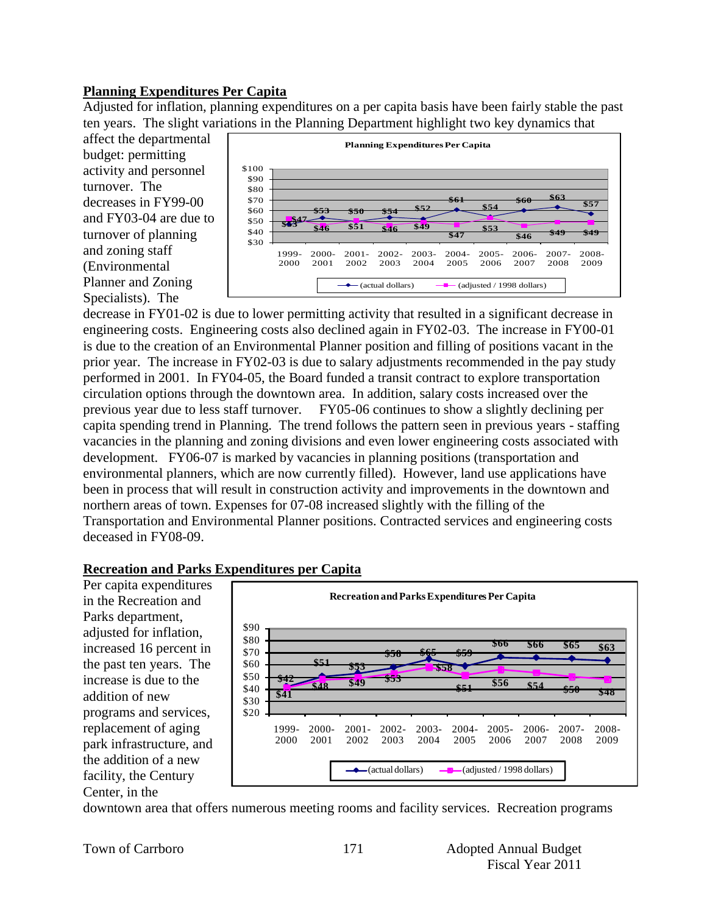## Planning Expenditures Per Capita

Adjusted for inflation, planning expenditures on a per capita basis have been fairly stable the past ten years. The slight variations in the Planning Department highlight two key dynamics that affect the departmental budget: permitting activity and personnel turnover. The decreases in FY99-00 and FY03-04 are due to turnover of planning and zoning staff (Environmental Planner and Zoning Specialists). The decrease in FY01-02 is due to lower permitting activity that resulted in a significant decrease in engineering costs. Engineering costs also declined again in FY02-03. The increase in FY00-01 is due to the creation of an Environmental Planner position and filling of positions vacant in the prior year. The increase in FY02-03 is due to salary adjustments recommended in the pay study performed in 2001. In FY04-05, the Board funded a transit contract to explore transportation circulation options through the downtown area. In addition, salary costs increased over the previous year due to less staff turnover. FY05-06 continues to show a slightly declining per capita spending trend in Planning. The trend follows the pattern seen in previous years - staffing vacancies in the planning and zoning divisions and even lower engineering costs associated with development. FY06-07 is marked by vacancies in planning positions (transportation and environmental planners, which are now currently filled). However, land use applications have been in process that will result in construction activity and improvements in the downtown and northern areas of town. Expenses for 07-08 increased slightly with the filling of the Transportation and Environmental Planner positions. Contracted services and engineering costs deceased in FY08-09.

**Planning Expenditures Per Capita**

| | 1999-2000 | 2000-2001 | 2001-2002 | 2002-2003 | 2003-2004 | 2004-2005 | 2005-2006 | 2006-2007 | 2007-2008 | 2008-2009 |
|---|---|---|---|---|---|---|---|---|---|---|
| (actual dollars) | $47 | $53 | $50 | $54 | $52 | $61 | $54 | $60 | $63 | $57 |
| (adjusted / 1998 dollars) | $53 | $46 | $51 | $46 | $49 | $47 | $53 | $46 | $49 | $49 |

## Recreation and Parks Expenditures per Capita

Per capita expenditures in the Recreation and Parks department, adjusted for inflation, increased 16 percent in the past ten years. The increase is due to the addition of new programs and services, replacement of aging park infrastructure, and the addition of a new facility, the Century Center, in the downtown area that offers numerous meeting rooms and facility services. Recreation programs

**Recreation and Parks Expenditures Per Capita**

| | 1999-2000 | 2000-2001 | 2001-2002 | 2002-2003 | 2003-2004 | 2004-2005 | 2005-2006 | 2006-2007 | 2007-2008 | 2008-2009 |
|---|---|---|---|---|---|---|---|---|---|---|
| (actual dollars) | $42 | $51 | $53 | $58 | $65 | $59 | $66 | $66 | $65 | $63 |
| (adjusted / 1998 dollars) | $41 | $48 | $49 | $53 | $58 | $51 | $56 | $54 | $50 | $48 |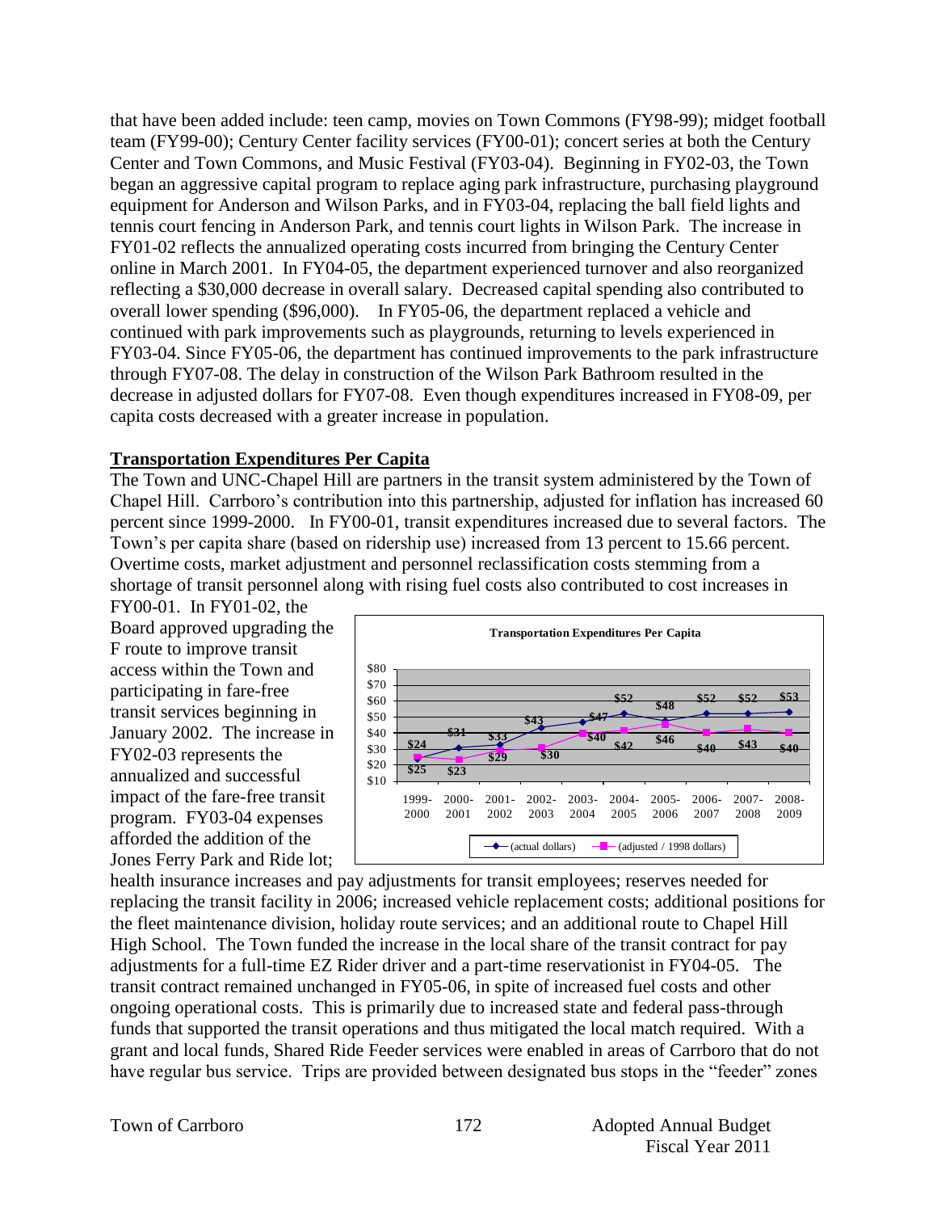that have been added include: teen camp, movies on Town Commons (FY98-99); midget football team (FY99-00); Century Center facility services (FY00-01); concert series at both the Century Center and Town Commons, and Music Festival (FY03-04). Beginning in FY02-03, the Town began an aggressive capital program to replace aging park infrastructure, purchasing playground equipment for Anderson and Wilson Parks, and in FY03-04, replacing the ball field lights and tennis court fencing in Anderson Park, and tennis court lights in Wilson Park. The increase in FY01-02 reflects the annualized operating costs incurred from bringing the Century Center online in March 2001. In FY04-05, the department experienced turnover and also reorganized reflecting a $30,000 decrease in overall salary. Decreased capital spending also contributed to overall lower spending ($96,000). In FY05-06, the department replaced a vehicle and continued with park improvements such as playgrounds, returning to levels experienced in FY03-04. Since FY05-06, the department has continued improvements to the park infrastructure through FY07-08. The delay in construction of the Wilson Park Bathroom resulted in the decrease in adjusted dollars for FY07-08. Even though expenditures increased in FY08-09, per capita costs decreased with a greater increase in population.

## Transportation Expenditures Per Capita

The Town and UNC-Chapel Hill are partners in the transit system administered by the Town of Chapel Hill. Carrboro's contribution into this partnership, adjusted for inflation has increased 60 percent since 1999-2000. In FY00-01, transit expenditures increased due to several factors. The Town's per capita share (based on ridership use) increased from 13 percent to 15.66 percent. Overtime costs, market adjustment and personnel reclassification costs stemming from a shortage of transit personnel along with rising fuel costs also contributed to cost increases in FY00-01. In FY01-02, the Board approved upgrading the F route to improve transit access within the Town and participating in fare-free transit services beginning in January 2002. The increase in FY02-03 represents the annualized and successful impact of the fare-free transit program. FY03-04 expenses afforded the addition of the Jones Ferry Park and Ride lot; health insurance increases and pay adjustments for transit employees; reserves needed for replacing the transit facility in 2006; increased vehicle replacement costs; additional positions for the fleet maintenance division, holiday route services; and an additional route to Chapel Hill High School. The Town funded the increase in the local share of the transit contract for pay adjustments for a full-time EZ Rider driver and a part-time reservationist in FY04-05. The transit contract remained unchanged in FY05-06, in spite of increased fuel costs and other ongoing operational costs. This is primarily due to increased state and federal pass-through funds that supported the transit operations and thus mitigated the local match required. With a grant and local funds, Shared Ride Feeder services were enabled in areas of Carrboro that do not have regular bus service. Trips are provided between designated bus stops in the "feeder" zones

**Transportation Expenditures Per Capita**

| | 1999-2000 | 2000-2001 | 2001-2002 | 2002-2003 | 2003-2004 | 2004-2005 | 2005-2006 | 2006-2007 | 2007-2008 | 2008-2009 |
|---|---|---|---|---|---|---|---|---|---|---|
| (actual dollars) | $24 | $31 | $33 | $43 | $47 | $52 | $48 | $52 | $52 | $53 |
| (adjusted / 1998 dollars) | $25 | $23 | $29 | $30 | $40 | $42 | $46 | $40 | $43 | $40 |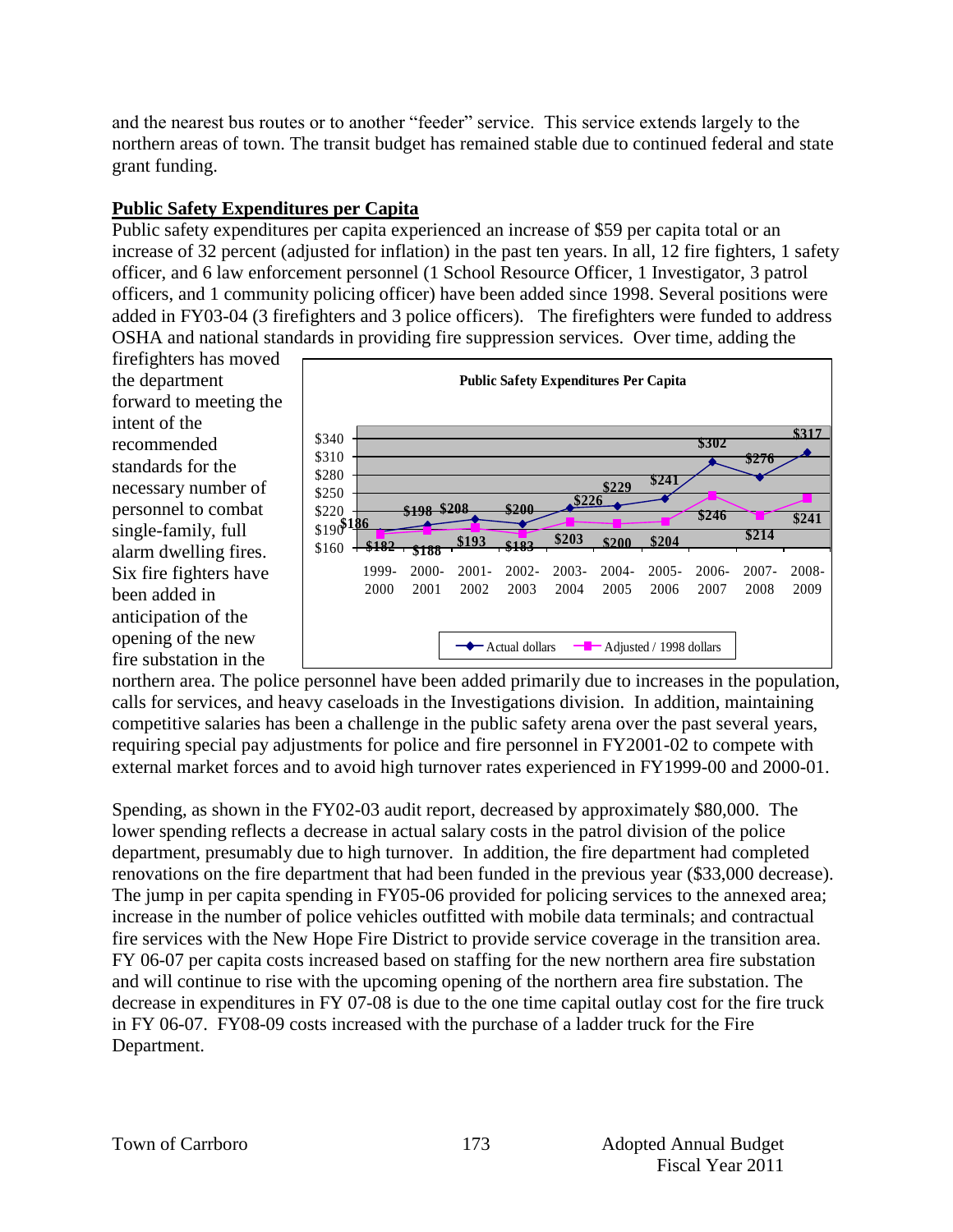and the nearest bus routes or to another "feeder" service. This service extends largely to the northern areas of town. The transit budget has remained stable due to continued federal and state grant funding.

**Public Safety Expenditures per Capita**

Public safety expenditures per capita experienced an increase of $59 per capita total or an increase of 32 percent (adjusted for inflation) in the past ten years. In all, 12 fire fighters, 1 safety officer, and 6 law enforcement personnel (1 School Resource Officer, 1 Investigator, 3 patrol officers, and 1 community policing officer) have been added since 1998. Several positions were added in FY03-04 (3 firefighters and 3 police officers). The firefighters were funded to address OSHA and national standards in providing fire suppression services. Over time, adding the firefighters has moved the department forward to meeting the intent of the recommended standards for the necessary number of personnel to combat single-family, full alarm dwelling fires. Six fire fighters have been added in anticipation of the opening of the new fire substation in the northern area. The police personnel have been added primarily due to increases in the population, calls for services, and heavy caseloads in the Investigations division. In addition, maintaining competitive salaries has been a challenge in the public safety arena over the past several years, requiring special pay adjustments for police and fire personnel in FY2001-02 to compete with external market forces and to avoid high turnover rates experienced in FY1999-00 and 2000-01.

**Public Safety Expenditures Per Capita**

| Fiscal Year | Actual dollars | Adjusted / 1998 dollars |
|---|---|---|
| 1999-2000 | $186 | $182 |
| 2000-2001 | $198 | $188 |
| 2001-2002 | $208 | $193 |
| 2002-2003 | $200 | $183 |
| 2003-2004 | $226 | $203 |
| 2004-2005 | $229 | $200 |
| 2005-2006 | $241 | $204 |
| 2006-2007 | $302 | $246 |
| 2007-2008 | $276 | $214 |
| 2008-2009 | $317 | $241 |

Spending, as shown in the FY02-03 audit report, decreased by approximately $80,000. The lower spending reflects a decrease in actual salary costs in the patrol division of the police department, presumably due to high turnover. In addition, the fire department had completed renovations on the fire department that had been funded in the previous year ($33,000 decrease). The jump in per capita spending in FY05-06 provided for policing services to the annexed area; increase in the number of police vehicles outfitted with mobile data terminals; and contractual fire services with the New Hope Fire District to provide service coverage in the transition area. FY 06-07 per capita costs increased based on staffing for the new northern area fire substation and will continue to rise with the upcoming opening of the northern area fire substation. The decrease in expenditures in FY 07-08 is due to the one time capital outlay cost for the fire truck in FY 06-07. FY08-09 costs increased with the purchase of a ladder truck for the Fire Department.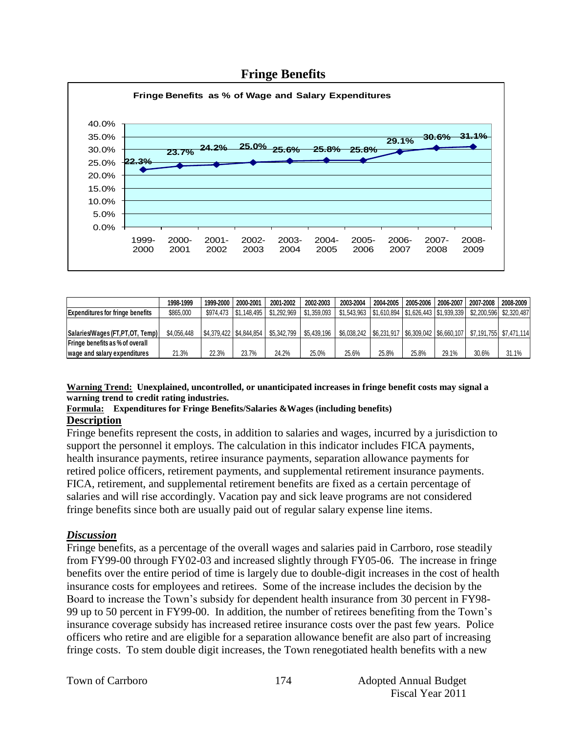# Fringe Benefits

**Fringe Benefits as % of Wage and Salary Expenditures**

| | 1999-2000 | 2000-2001 | 2001-2002 | 2002-2003 | 2003-2004 | 2004-2005 | 2005-2006 | 2006-2007 | 2007-2008 | 2008-2009 |
|---|---|---|---|---|---|---|---|---|---|---|
| Fringe Benefits as % of Wage and Salary Expenditures | 22.3% | 23.7% | 24.2% | 25.0% | 25.6% | 25.8% | 25.8% | 29.1% | 30.6% | 31.1% |

| | 1998-1999 | 1999-2000 | 2000-2001 | 2001-2002 | 2002-2003 | 2003-2004 | 2004-2005 | 2005-2006 | 2006-2007 | 2007-2008 | 2008-2009 |
|---|---|---|---|---|---|---|---|---|---|---|---|
| **Expenditures for fringe benefits** | $865,000 | $974,473 | $1,148,495 | $1,292,969 | $1,359,093 | $1,543,963 | $1,610,894 | $1,626,443 | $1,939,339 | $2,200,596 | $2,320,487 |
| **Salaries/Wages (FT,PT,OT, Temp)** | $4,056,448 | $4,379,422 | $4,844,854 | $5,342,799 | $5,439,196 | $6,038,242 | $6,231,917 | $6,309,042 | $6,660,107 | $7,191,755 | $7,471,114 |
| **Fringe benefits as % of overall wage and salary expenditures** | 21.3% | 22.3% | 23.7% | 24.2% | 25.0% | 25.6% | 25.8% | 25.8% | 29.1% | 30.6% | 31.1% |

**Warning Trend:** **Unexplained, uncontrolled, or unanticipated increases in fringe benefit costs may signal a warning trend to credit rating industries.**

**Formula:** **Expenditures for Fringe Benefits/Salaries &Wages (including benefits)**

## Description

Fringe benefits represent the costs, in addition to salaries and wages, incurred by a jurisdiction to support the personnel it employs. The calculation in this indicator includes FICA payments, health insurance payments, retiree insurance payments, separation allowance payments for retired police officers, retirement payments, and supplemental retirement insurance payments. FICA, retirement, and supplemental retirement benefits are fixed as a certain percentage of salaries and will rise accordingly. Vacation pay and sick leave programs are not considered fringe benefits since both are usually paid out of regular salary expense line items.

## *Discussion*

Fringe benefits, as a percentage of the overall wages and salaries paid in Carrboro, rose steadily from FY99-00 through FY02-03 and increased slightly through FY05-06. The increase in fringe benefits over the entire period of time is largely due to double-digit increases in the cost of health insurance costs for employees and retirees. Some of the increase includes the decision by the Board to increase the Town's subsidy for dependent health insurance from 30 percent in FY98-99 up to 50 percent in FY99-00. In addition, the number of retirees benefiting from the Town's insurance coverage subsidy has increased retiree insurance costs over the past few years. Police officers who retire and are eligible for a separation allowance benefit are also part of increasing fringe costs. To stem double digit increases, the Town renegotiated health benefits with a new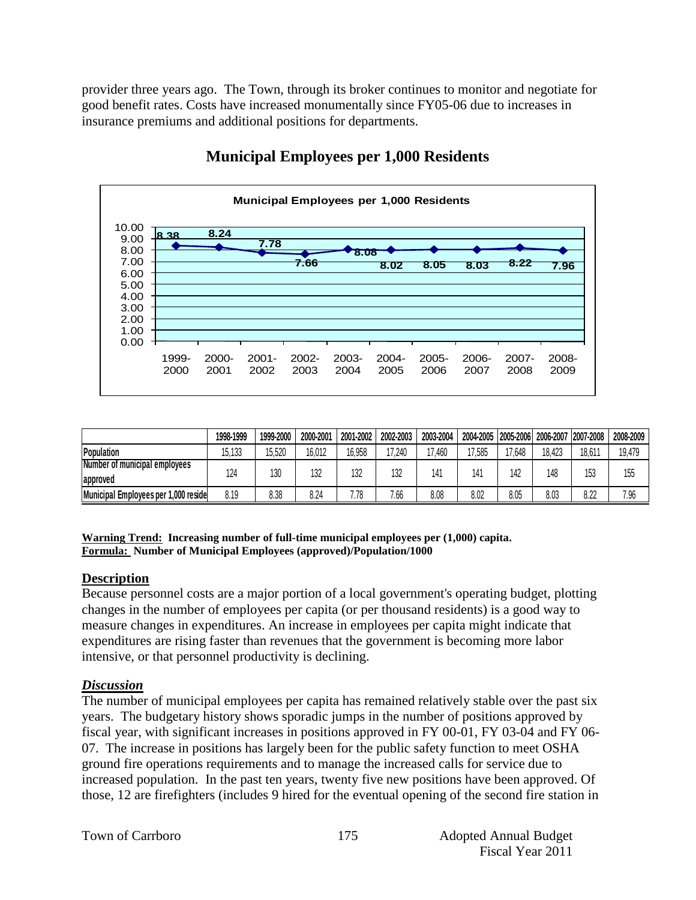provider three years ago. The Town, through its broker continues to monitor and negotiate for good benefit rates. Costs have increased monumentally since FY05-06 due to increases in insurance premiums and additional positions for departments.

## Municipal Employees per 1,000 Residents

| | 1998-1999 | 1999-2000 | 2000-2001 | 2001-2002 | 2002-2003 | 2003-2004 | 2004-2005 | 2005-2006 | 2006-2007 | 2007-2008 | 2008-2009 |
|---|---|---|---|---|---|---|---|---|---|---|---|
| Population | 15,133 | 15,520 | 16,012 | 16,958 | 17,240 | 17,460 | 17,585 | 17,648 | 18,423 | 18,611 | 19,479 |
| Number of municipal employees approved | 124 | 130 | 132 | 132 | 132 | 141 | 141 | 142 | 148 | 153 | 155 |
| Municipal Employees per 1,000 reside | 8.19 | 8.38 | 8.24 | 7.78 | 7.66 | 8.08 | 8.02 | 8.05 | 8.03 | 8.22 | 7.96 |

**Warning Trend: Increasing number of full-time municipal employees per (1,000) capita.**
**Formula: Number of Municipal Employees (approved)/Population/1000**

### Description

Because personnel costs are a major portion of a local government's operating budget, plotting changes in the number of employees per capita (or per thousand residents) is a good way to measure changes in expenditures. An increase in employees per capita might indicate that expenditures are rising faster than revenues that the government is becoming more labor intensive, or that personnel productivity is declining.

### *Discussion*

The number of municipal employees per capita has remained relatively stable over the past six years. The budgetary history shows sporadic jumps in the number of positions approved by fiscal year, with significant increases in positions approved in FY 00-01, FY 03-04 and FY 06-07. The increase in positions has largely been for the public safety function to meet OSHA ground fire operations requirements and to manage the increased calls for service due to increased population. In the past ten years, twenty five new positions have been approved. Of those, 12 are firefighters (includes 9 hired for the eventual opening of the second fire station in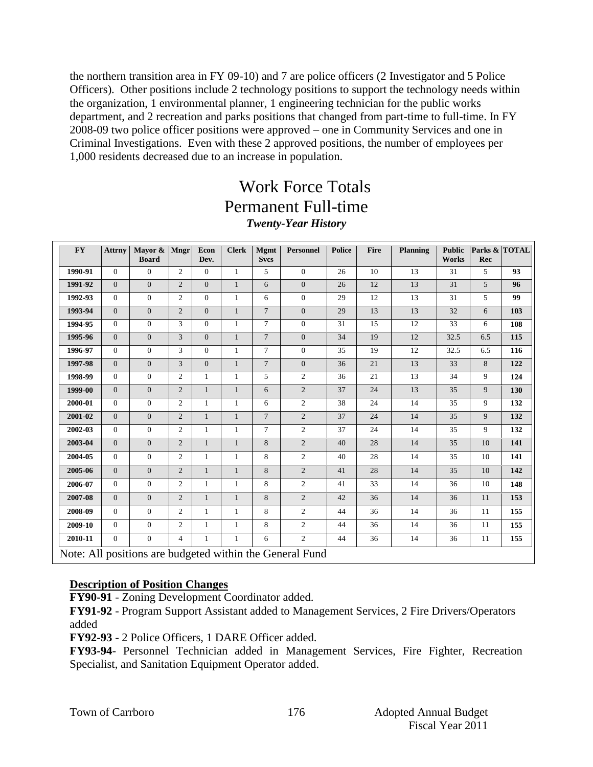the northern transition area in FY 09-10) and 7 are police officers (2 Investigator and 5 Police Officers). Other positions include 2 technology positions to support the technology needs within the organization, 1 environmental planner, 1 engineering technician for the public works department, and 2 recreation and parks positions that changed from part-time to full-time. In FY 2008-09 two police officer positions were approved – one in Community Services and one in Criminal Investigations. Even with these 2 approved positions, the number of employees per 1,000 residents decreased due to an increase in population.

# Work Force Totals
## Permanent Full-time
***Twenty-Year History***

| FY | Attrny | Mayor & Board | Mngr | Econ Dev. | Clerk | Mgmt Svcs | Personnel | Police | Fire | Planning | Public Works | Parks & Rec | TOTAL |
|---|---|---|---|---|---|---|---|---|---|---|---|---|---|
| **1990-91** | 0 | 0 | 2 | 0 | 1 | 5 | 0 | 26 | 10 | 13 | 31 | 5 | **93** |
| **1991-92** | 0 | 0 | 2 | 0 | 1 | 6 | 0 | 26 | 12 | 13 | 31 | 5 | **96** |
| **1992-93** | 0 | 0 | 2 | 0 | 1 | 6 | 0 | 29 | 12 | 13 | 31 | 5 | **99** |
| **1993-94** | 0 | 0 | 2 | 0 | 1 | 7 | 0 | 29 | 13 | 13 | 32 | 6 | **103** |
| **1994-95** | 0 | 0 | 3 | 0 | 1 | 7 | 0 | 31 | 15 | 12 | 33 | 6 | **108** |
| **1995-96** | 0 | 0 | 3 | 0 | 1 | 7 | 0 | 34 | 19 | 12 | 32.5 | 6.5 | **115** |
| **1996-97** | 0 | 0 | 3 | 0 | 1 | 7 | 0 | 35 | 19 | 12 | 32.5 | 6.5 | **116** |
| **1997-98** | 0 | 0 | 3 | 0 | 1 | 7 | 0 | 36 | 21 | 13 | 33 | 8 | **122** |
| **1998-99** | 0 | 0 | 2 | 1 | 1 | 5 | 2 | 36 | 21 | 13 | 34 | 9 | **124** |
| **1999-00** | 0 | 0 | 2 | 1 | 1 | 6 | 2 | 37 | 24 | 13 | 35 | 9 | **130** |
| **2000-01** | 0 | 0 | 2 | 1 | 1 | 6 | 2 | 38 | 24 | 14 | 35 | 9 | **132** |
| **2001-02** | 0 | 0 | 2 | 1 | 1 | 7 | 2 | 37 | 24 | 14 | 35 | 9 | **132** |
| **2002-03** | 0 | 0 | 2 | 1 | 1 | 7 | 2 | 37 | 24 | 14 | 35 | 9 | **132** |
| **2003-04** | 0 | 0 | 2 | 1 | 1 | 8 | 2 | 40 | 28 | 14 | 35 | 10 | **141** |
| **2004-05** | 0 | 0 | 2 | 1 | 1 | 8 | 2 | 40 | 28 | 14 | 35 | 10 | **141** |
| **2005-06** | 0 | 0 | 2 | 1 | 1 | 8 | 2 | 41 | 28 | 14 | 35 | 10 | **142** |
| **2006-07** | 0 | 0 | 2 | 1 | 1 | 8 | 2 | 41 | 33 | 14 | 36 | 10 | **148** |
| **2007-08** | 0 | 0 | 2 | 1 | 1 | 8 | 2 | 42 | 36 | 14 | 36 | 11 | **153** |
| **2008-09** | 0 | 0 | 2 | 1 | 1 | 8 | 2 | 44 | 36 | 14 | 36 | 11 | **155** |
| **2009-10** | 0 | 0 | 2 | 1 | 1 | 8 | 2 | 44 | 36 | 14 | 36 | 11 | **155** |
| **2010-11** | 0 | 0 | 4 | 1 | 1 | 6 | 2 | 44 | 36 | 14 | 36 | 11 | **155** |

Note: All positions are budgeted within the General Fund

**Description of Position Changes**

**FY90-91** - Zoning Development Coordinator added.

**FY91-92** - Program Support Assistant added to Management Services, 2 Fire Drivers/Operators added

**FY92-93** - 2 Police Officers, 1 DARE Officer added.

**FY93-94**- Personnel Technician added in Management Services, Fire Fighter, Recreation Specialist, and Sanitation Equipment Operator added.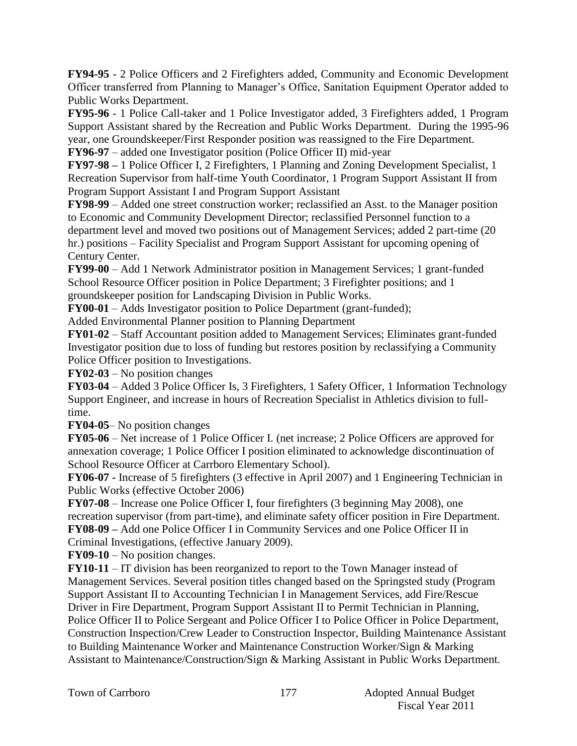**FY94-95** - 2 Police Officers and 2 Firefighters added, Community and Economic Development Officer transferred from Planning to Manager's Office, Sanitation Equipment Operator added to Public Works Department.

**FY95-96** - 1 Police Call-taker and 1 Police Investigator added, 3 Firefighters added, 1 Program Support Assistant shared by the Recreation and Public Works Department. During the 1995-96 year, one Groundskeeper/First Responder position was reassigned to the Fire Department.

**FY96-97** – added one Investigator position (Police Officer II) mid-year

**FY97-98 –** 1 Police Officer I, 2 Firefighters, 1 Planning and Zoning Development Specialist, 1 Recreation Supervisor from half-time Youth Coordinator, 1 Program Support Assistant II from Program Support Assistant I and Program Support Assistant

**FY98-99** – Added one street construction worker; reclassified an Asst. to the Manager position to Economic and Community Development Director; reclassified Personnel function to a department level and moved two positions out of Management Services; added 2 part-time (20 hr.) positions – Facility Specialist and Program Support Assistant for upcoming opening of Century Center.

**FY99-00** – Add 1 Network Administrator position in Management Services; 1 grant-funded School Resource Officer position in Police Department; 3 Firefighter positions; and 1 groundskeeper position for Landscaping Division in Public Works.

**FY00-01** – Adds Investigator position to Police Department (grant-funded);
Added Environmental Planner position to Planning Department

**FY01-02** – Staff Accountant position added to Management Services; Eliminates grant-funded Investigator position due to loss of funding but restores position by reclassifying a Community Police Officer position to Investigations.

**FY02-03** – No position changes

**FY03-04** – Added 3 Police Officer Is, 3 Firefighters, 1 Safety Officer, 1 Information Technology Support Engineer, and increase in hours of Recreation Specialist in Athletics division to full-time.

**FY04-05**– No position changes

**FY05-06** – Net increase of 1 Police Officer I. (net increase; 2 Police Officers are approved for annexation coverage; 1 Police Officer I position eliminated to acknowledge discontinuation of School Resource Officer at Carrboro Elementary School).

**FY06-07 -** Increase of 5 firefighters (3 effective in April 2007) and 1 Engineering Technician in Public Works (effective October 2006)

**FY07-08** – Increase one Police Officer I, four firefighters (3 beginning May 2008), one recreation supervisor (from part-time), and eliminate safety officer position in Fire Department.

**FY08-09 –** Add one Police Officer I in Community Services and one Police Officer II in Criminal Investigations, (effective January 2009).

**FY09-10** – No position changes.

**FY10-11** – IT division has been reorganized to report to the Town Manager instead of Management Services. Several position titles changed based on the Springsted study (Program Support Assistant II to Accounting Technician I in Management Services, add Fire/Rescue Driver in Fire Department, Program Support Assistant II to Permit Technician in Planning, Police Officer II to Police Sergeant and Police Officer I to Police Officer in Police Department, Construction Inspection/Crew Leader to Construction Inspector, Building Maintenance Assistant to Building Maintenance Worker and Maintenance Construction Worker/Sign & Marking Assistant to Maintenance/Construction/Sign & Marking Assistant in Public Works Department.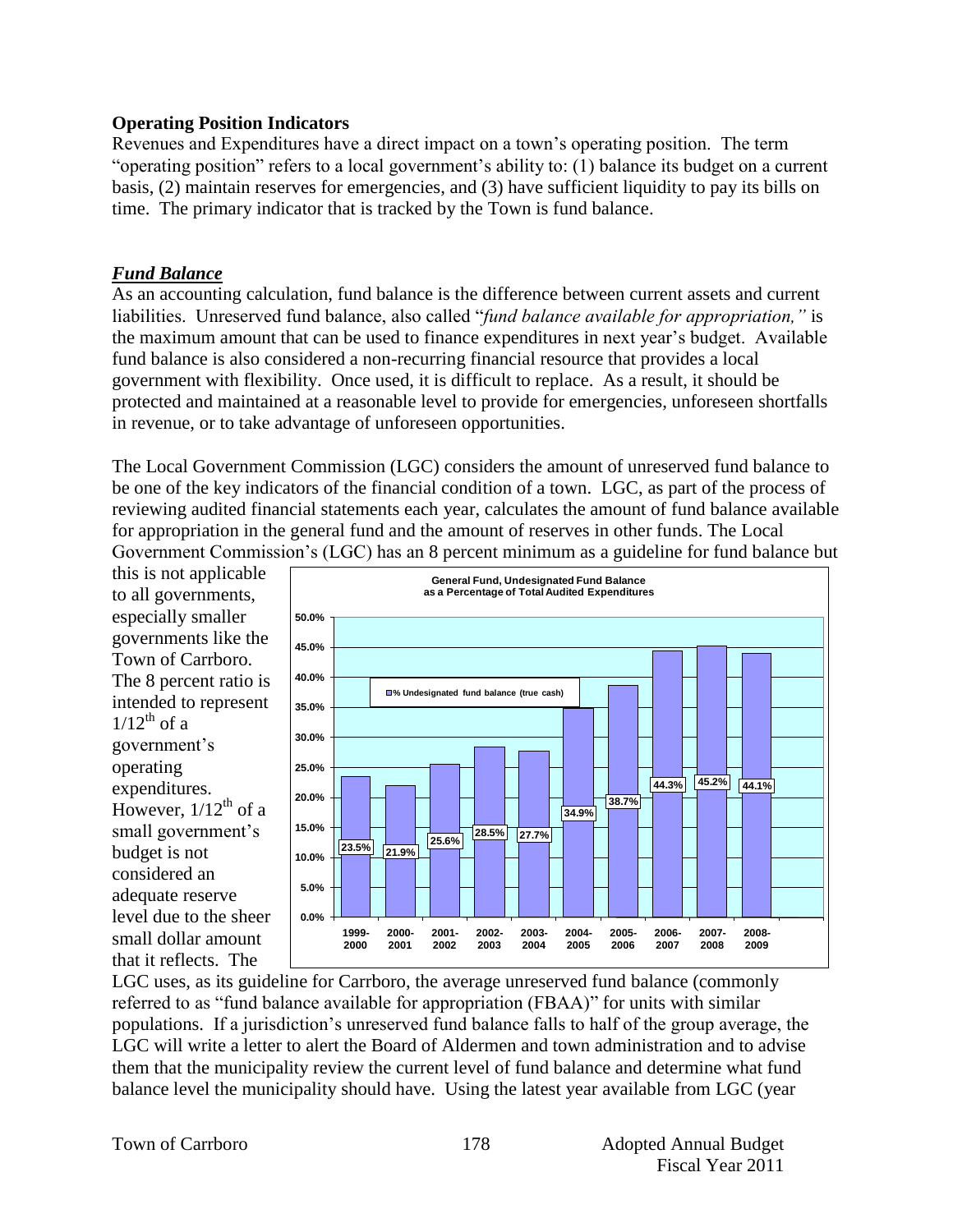**Operating Position Indicators**

Revenues and Expenditures have a direct impact on a town's operating position. The term "operating position" refers to a local government's ability to: (1) balance its budget on a current basis, (2) maintain reserves for emergencies, and (3) have sufficient liquidity to pay its bills on time. The primary indicator that is tracked by the Town is fund balance.

***Fund Balance***

As an accounting calculation, fund balance is the difference between current assets and current liabilities. Unreserved fund balance, also called "*fund balance available for appropriation,"* is the maximum amount that can be used to finance expenditures in next year's budget. Available fund balance is also considered a non-recurring financial resource that provides a local government with flexibility. Once used, it is difficult to replace. As a result, it should be protected and maintained at a reasonable level to provide for emergencies, unforeseen shortfalls in revenue, or to take advantage of unforeseen opportunities.

The Local Government Commission (LGC) considers the amount of unreserved fund balance to be one of the key indicators of the financial condition of a town. LGC, as part of the process of reviewing audited financial statements each year, calculates the amount of fund balance available for appropriation in the general fund and the amount of reserves in other funds. The Local Government Commission's (LGC) has an 8 percent minimum as a guideline for fund balance but this is not applicable to all governments, especially smaller governments like the Town of Carrboro. The 8 percent ratio is intended to represent $1/12^{th}$ of a government's operating expenditures. However, $1/12^{th}$ of a small government's budget is not considered an adequate reserve level due to the sheer small dollar amount that it reflects. The LGC uses, as its guideline for Carrboro, the average unreserved fund balance (commonly referred to as "fund balance available for appropriation (FBAA)" for units with similar populations. If a jurisdiction's unreserved fund balance falls to half of the group average, the LGC will write a letter to alert the Board of Aldermen and town administration and to advise them that the municipality review the current level of fund balance and determine what fund balance level the municipality should have. Using the latest year available from LGC (year

**General Fund, Undesignated Fund Balance as a Percentage of Total Audited Expenditures**

| Fiscal Year | % Undesignated fund balance (true cash) |
|---|---|
| 1999-2000 | 23.5% |
| 2000-2001 | 21.9% |
| 2001-2002 | 25.6% |
| 2002-2003 | 28.5% |
| 2003-2004 | 27.7% |
| 2004-2005 | 34.9% |
| 2005-2006 | 38.7% |
| 2006-2007 | 44.3% |
| 2007-2008 | 45.2% |
| 2008-2009 | 44.1% |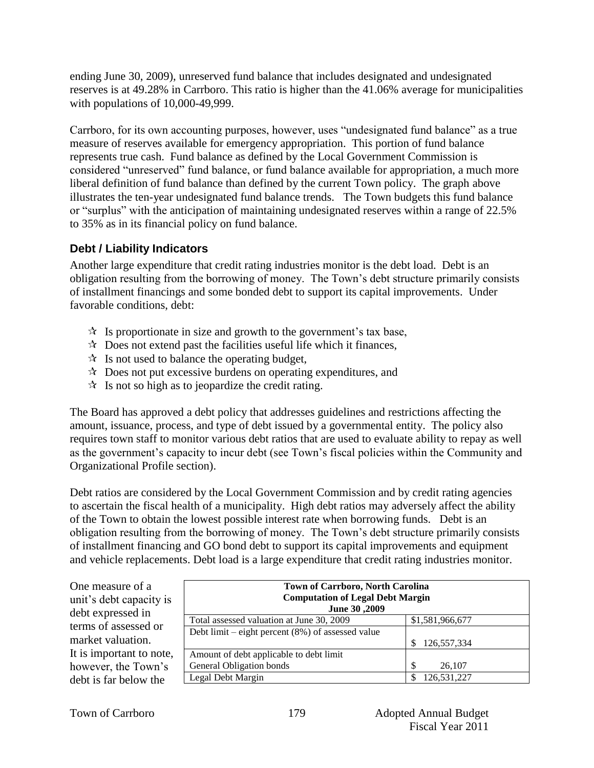ending June 30, 2009), unreserved fund balance that includes designated and undesignated reserves is at 49.28% in Carrboro. This ratio is higher than the 41.06% average for municipalities with populations of 10,000-49,999.

Carrboro, for its own accounting purposes, however, uses "undesignated fund balance" as a true measure of reserves available for emergency appropriation. This portion of fund balance represents true cash. Fund balance as defined by the Local Government Commission is considered "unreserved" fund balance, or fund balance available for appropriation, a much more liberal definition of fund balance than defined by the current Town policy. The graph above illustrates the ten-year undesignated fund balance trends. The Town budgets this fund balance or "surplus" with the anticipation of maintaining undesignated reserves within a range of 22.5% to 35% as in its financial policy on fund balance.

### Debt / Liability Indicators

Another large expenditure that credit rating industries monitor is the debt load. Debt is an obligation resulting from the borrowing of money. The Town's debt structure primarily consists of installment financings and some bonded debt to support its capital improvements. Under favorable conditions, debt:

- ☆ Is proportionate in size and growth to the government's tax base,
- ☆ Does not extend past the facilities useful life which it finances,
- ☆ Is not used to balance the operating budget,
- ☆ Does not put excessive burdens on operating expenditures, and
- ☆ Is not so high as to jeopardize the credit rating.

The Board has approved a debt policy that addresses guidelines and restrictions affecting the amount, issuance, process, and type of debt issued by a governmental entity. The policy also requires town staff to monitor various debt ratios that are used to evaluate ability to repay as well as the government's capacity to incur debt (see Town's fiscal policies within the Community and Organizational Profile section).

Debt ratios are considered by the Local Government Commission and by credit rating agencies to ascertain the fiscal health of a municipality. High debt ratios may adversely affect the ability of the Town to obtain the lowest possible interest rate when borrowing funds. Debt is an obligation resulting from the borrowing of money. The Town's debt structure primarily consists of installment financing and GO bond debt to support its capital improvements and equipment and vehicle replacements. Debt load is a large expenditure that credit rating industries monitor.

One measure of a unit's debt capacity is debt expressed in terms of assessed or market valuation. It is important to note, however, the Town's debt is far below the

| Town of Carrboro, North Carolina<br>Computation of Legal Debt Margin<br>June 30 ,2009 | |
|---|---|
| Total assessed valuation at June 30, 2009 | $1,581,966,677 |
| Debt limit – eight percent (8%) of assessed value | $ 126,557,334 |
| Amount of debt applicable to debt limit<br>General Obligation bonds | $ 26,107 |
| Legal Debt Margin | $ 126,531,227 |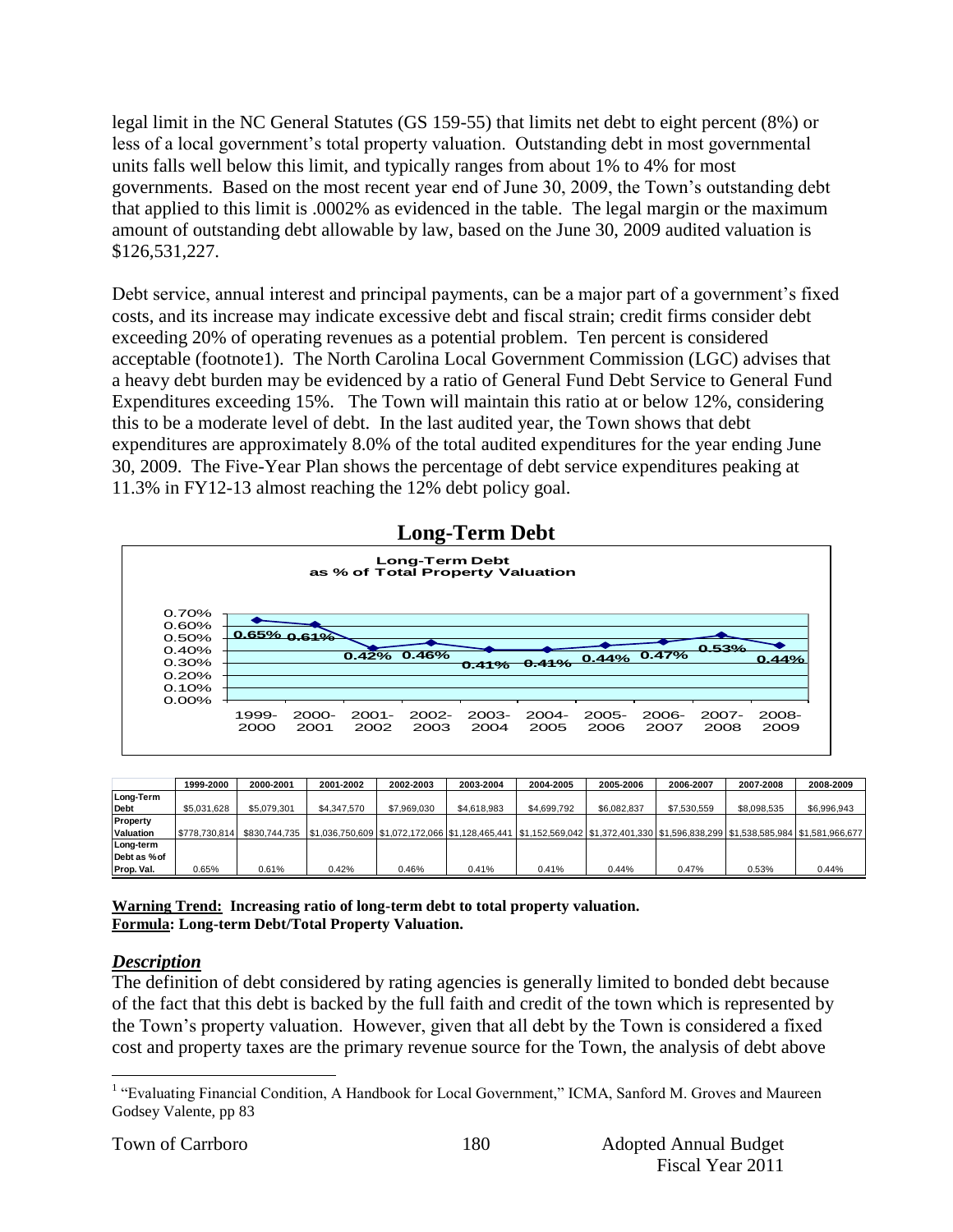legal limit in the NC General Statutes (GS 159-55) that limits net debt to eight percent (8%) or less of a local government's total property valuation. Outstanding debt in most governmental units falls well below this limit, and typically ranges from about 1% to 4% for most governments. Based on the most recent year end of June 30, 2009, the Town's outstanding debt that applied to this limit is .0002% as evidenced in the table. The legal margin or the maximum amount of outstanding debt allowable by law, based on the June 30, 2009 audited valuation is $126,531,227.

Debt service, annual interest and principal payments, can be a major part of a government's fixed costs, and its increase may indicate excessive debt and fiscal strain; credit firms consider debt exceeding 20% of operating revenues as a potential problem. Ten percent is considered acceptable (footnote1). The North Carolina Local Government Commission (LGC) advises that a heavy debt burden may be evidenced by a ratio of General Fund Debt Service to General Fund Expenditures exceeding 15%. The Town will maintain this ratio at or below 12%, considering this to be a moderate level of debt. In the last audited year, the Town shows that debt expenditures are approximately 8.0% of the total audited expenditures for the year ending June 30, 2009. The Five-Year Plan shows the percentage of debt service expenditures peaking at 11.3% in FY12-13 almost reaching the 12% debt policy goal.

## Long-Term Debt

**Long-Term Debt as % of Total Property Valuation**

| Year | 1999-2000 | 2000-2001 | 2001-2002 | 2002-2003 | 2003-2004 | 2004-2005 | 2005-2006 | 2006-2007 | 2007-2008 | 2008-2009 |
|---|---|---|---|---|---|---|---|---|---|---|
| % | 0.65% | 0.61% | 0.42% | 0.46% | 0.41% | 0.41% | 0.44% | 0.47% | 0.53% | 0.44% |

| | 1999-2000 | 2000-2001 | 2001-2002 | 2002-2003 | 2003-2004 | 2004-2005 | 2005-2006 | 2006-2007 | 2007-2008 | 2008-2009 |
|---|---|---|---|---|---|---|---|---|---|---|
| Long-Term Debt | $5,031,628 | $5,079,301 | $4,347,570 | $7,969,030 | $4,618,983 | $4,699,792 | $6,082,837 | $7,530,559 | $8,098,535 | $6,996,943 |
| Property Valuation | $778,730,814 | $830,744,735 | $1,036,750,609 | $1,072,172,066 | $1,128,465,441 | $1,152,569,042 | $1,372,401,330 | $1,596,838,299 | $1,538,585,984 | $1,581,966,677 |
| Long-term Debt as % of Prop. Val. | 0.65% | 0.61% | 0.42% | 0.46% | 0.41% | 0.41% | 0.44% | 0.47% | 0.53% | 0.44% |

**Warning Trend: Increasing ratio of long-term debt to total property valuation.**
**Formula: Long-term Debt/Total Property Valuation.**

### *Description*

The definition of debt considered by rating agencies is generally limited to bonded debt because of the fact that this debt is backed by the full faith and credit of the town which is represented by the Town's property valuation. However, given that all debt by the Town is considered a fixed cost and property taxes are the primary revenue source for the Town, the analysis of debt above

[1] "Evaluating Financial Condition, A Handbook for Local Government," ICMA, Sanford M. Groves and Maureen Godsey Valente, pp 83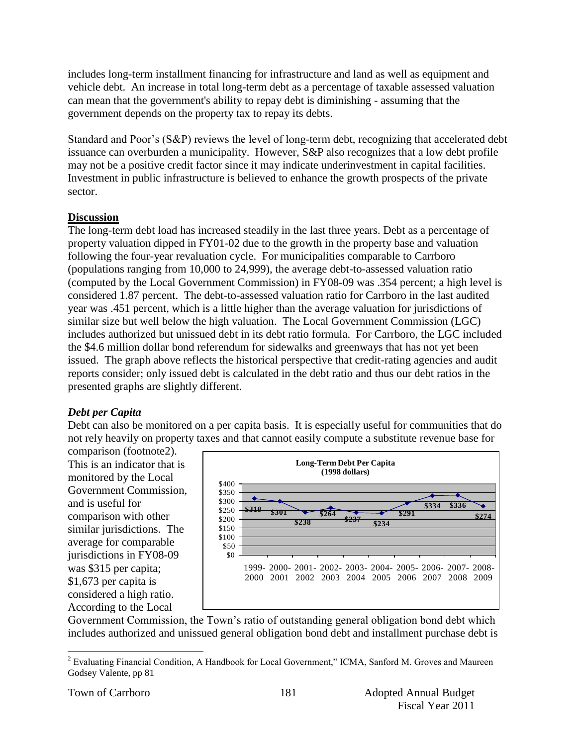includes long-term installment financing for infrastructure and land as well as equipment and vehicle debt. An increase in total long-term debt as a percentage of taxable assessed valuation can mean that the government's ability to repay debt is diminishing - assuming that the government depends on the property tax to repay its debts.

Standard and Poor's (S&P) reviews the level of long-term debt, recognizing that accelerated debt issuance can overburden a municipality. However, S&P also recognizes that a low debt profile may not be a positive credit factor since it may indicate underinvestment in capital facilities. Investment in public infrastructure is believed to enhance the growth prospects of the private sector.

**Discussion**

The long-term debt load has increased steadily in the last three years. Debt as a percentage of property valuation dipped in FY01-02 due to the growth in the property base and valuation following the four-year revaluation cycle. For municipalities comparable to Carrboro (populations ranging from 10,000 to 24,999), the average debt-to-assessed valuation ratio (computed by the Local Government Commission) in FY08-09 was .354 percent; a high level is considered 1.87 percent. The debt-to-assessed valuation ratio for Carrboro in the last audited year was .451 percent, which is a little higher than the average valuation for jurisdictions of similar size but well below the high valuation. The Local Government Commission (LGC) includes authorized but unissued debt in its debt ratio formula. For Carrboro, the LGC included the $4.6 million dollar bond referendum for sidewalks and greenways that has not yet been issued. The graph above reflects the historical perspective that credit-rating agencies and audit reports consider; only issued debt is calculated in the debt ratio and thus our debt ratios in the presented graphs are slightly different.

***Debt per Capita***

Debt can also be monitored on a per capita basis. It is especially useful for communities that do not rely heavily on property taxes and that cannot easily compute a substitute revenue base for comparison (footnote2). This is an indicator that is monitored by the Local Government Commission, and is useful for comparison with other similar jurisdictions. The average for comparable jurisdictions in FY08-09 was $315 per capita; $1,673 per capita is considered a high ratio. According to the Local Government Commission, the Town's ratio of outstanding general obligation bond debt which includes authorized and unissued general obligation bond debt and installment purchase debt is

**Long-Term Debt Per Capita (1998 dollars)**

| Year | Debt Per Capita |
|---|---|
| 1999-2000 | $318 |
| 2000-2001 | $301 |
| 2001-2002 | $238 |
| 2002-2003 | $264 |
| 2003-2004 | $237 |
| 2004-2005 | $234 |
| 2005-2006 | $291 |
| 2006-2007 | $334 |
| 2007-2008 | $336 |
| 2008-2009 | $274 |

[2] Evaluating Financial Condition, A Handbook for Local Government," ICMA, Sanford M. Groves and Maureen Godsey Valente, pp 81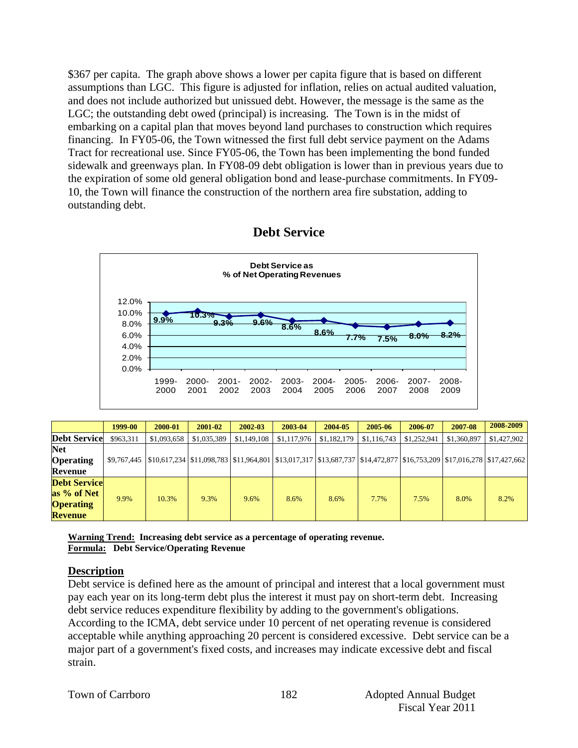$367 per capita. The graph above shows a lower per capita figure that is based on different assumptions than LGC. This figure is adjusted for inflation, relies on actual audited valuation, and does not include authorized but unissued debt. However, the message is the same as the LGC; the outstanding debt owed (principal) is increasing. The Town is in the midst of embarking on a capital plan that moves beyond land purchases to construction which requires financing. In FY05-06, the Town witnessed the first full debt service payment on the Adams Tract for recreational use. Since FY05-06, the Town has been implementing the bond funded sidewalk and greenways plan. In FY08-09 debt obligation is lower than in previous years due to the expiration of some old general obligation bond and lease-purchase commitments. In FY09-10, the Town will finance the construction of the northern area fire substation, adding to outstanding debt.

## Debt Service

**Debt Service as % of Net Operating Revenues**

| | 1999-2000 | 2000-2001 | 2001-2002 | 2002-2003 | 2003-2004 | 2004-2005 | 2005-2006 | 2006-2007 | 2007-2008 | 2008-2009 |
|---|---|---|---|---|---|---|---|---|---|---|
| Debt Service as % of Net Operating Revenues | 9.9% | 10.3% | 9.3% | 9.6% | 8.6% | 8.6% | 7.7% | 7.5% | 8.0% | 8.2% |

| | 1999-00 | 2000-01 | 2001-02 | 2002-03 | 2003-04 | 2004-05 | 2005-06 | 2006-07 | 2007-08 | 2008-2009 |
|---|---|---|---|---|---|---|---|---|---|---|
| **Debt Service** | $963,311 | $1,093,658 | $1,035,389 | $1,149,108 | $1,117,976 | $1,182,179 | $1,116,743 | $1,252,941 | $1,360,897 | $1,427,902 |
| **Net Operating Revenue** | $9,767,445 | $10,617,234 | $11,098,783 | $11,964,801 | $13,017,317 | $13,687,737 | $14,472,877 | $16,753,209 | $17,016,278 | $17,427,662 |
| **Debt Service as % of Net Operating Revenue** | 9.9% | 10.3% | 9.3% | 9.6% | 8.6% | 8.6% | 7.7% | 7.5% | 8.0% | 8.2% |

**Warning Trend: Increasing debt service as a percentage of operating revenue.**
**Formula: Debt Service/Operating Revenue**

### Description

Debt service is defined here as the amount of principal and interest that a local government must pay each year on its long-term debt plus the interest it must pay on short-term debt. Increasing debt service reduces expenditure flexibility by adding to the government's obligations. According to the ICMA, debt service under 10 percent of net operating revenue is considered acceptable while anything approaching 20 percent is considered excessive. Debt service can be a major part of a government's fixed costs, and increases may indicate excessive debt and fiscal strain.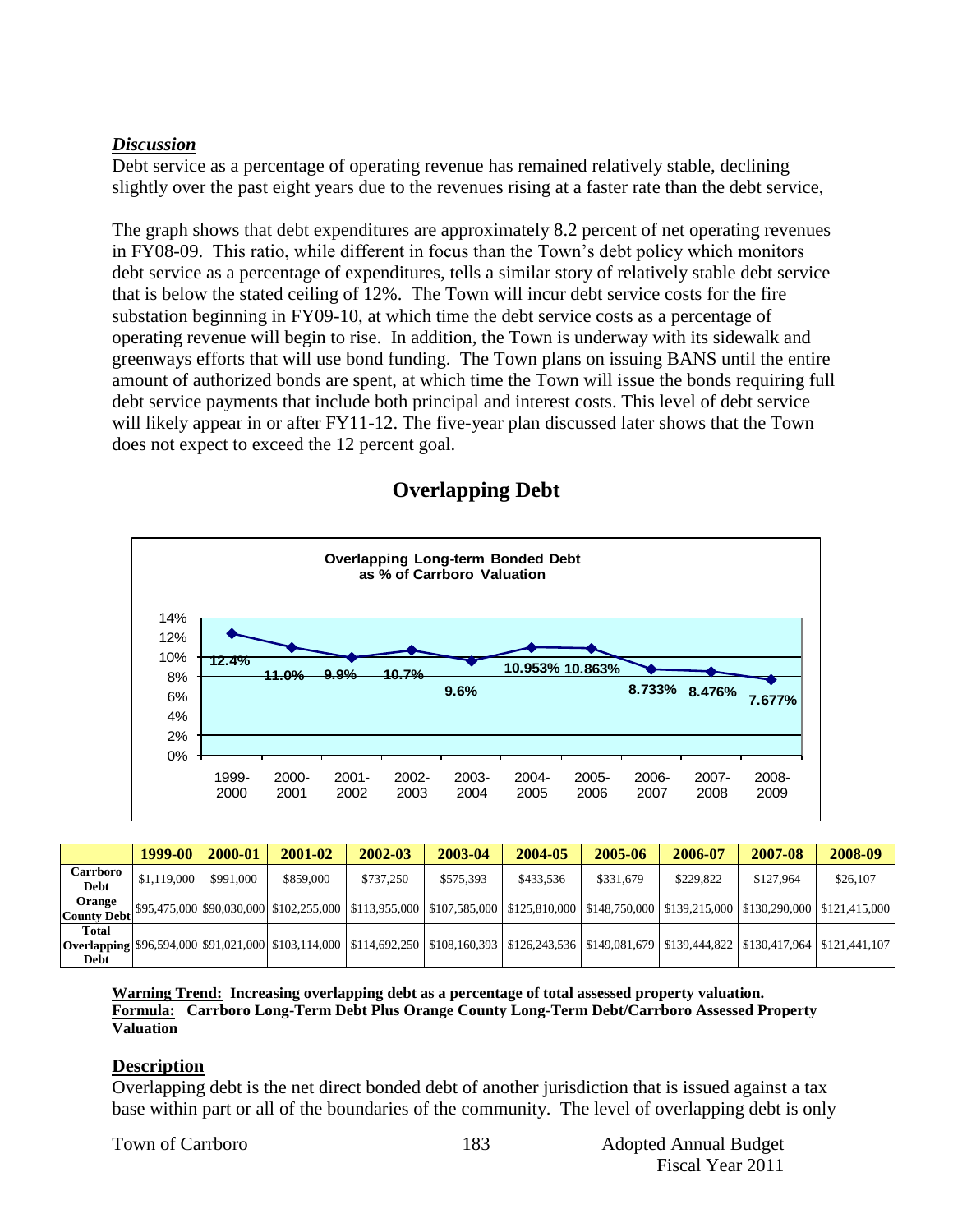***Discussion***

Debt service as a percentage of operating revenue has remained relatively stable, declining slightly over the past eight years due to the revenues rising at a faster rate than the debt service,

The graph shows that debt expenditures are approximately 8.2 percent of net operating revenues in FY08-09. This ratio, while different in focus than the Town's debt policy which monitors debt service as a percentage of expenditures, tells a similar story of relatively stable debt service that is below the stated ceiling of 12%. The Town will incur debt service costs for the fire substation beginning in FY09-10, at which time the debt service costs as a percentage of operating revenue will begin to rise. In addition, the Town is underway with its sidewalk and greenways efforts that will use bond funding. The Town plans on issuing BANS until the entire amount of authorized bonds are spent, at which time the Town will issue the bonds requiring full debt service payments that include both principal and interest costs. This level of debt service will likely appear in or after FY11-12. The five-year plan discussed later shows that the Town does not expect to exceed the 12 percent goal.

## Overlapping Debt

**Overlapping Long-term Bonded Debt as % of Carrboro Valuation**

| 1999-2000 | 2000-2001 | 2001-2002 | 2002-2003 | 2003-2004 | 2004-2005 | 2005-2006 | 2006-2007 | 2007-2008 | 2008-2009 |
|---|---|---|---|---|---|---|---|---|---|
| 12.4% | 11.0% | 9.9% | 10.7% | 9.6% | 10.953% | 10.863% | 8.733% | 8.476% | 7.677% |

| | 1999-00 | 2000-01 | 2001-02 | 2002-03 | 2003-04 | 2004-05 | 2005-06 | 2006-07 | 2007-08 | 2008-09 |
|---|---|---|---|---|---|---|---|---|---|---|
| **Carrboro Debt** | $1,119,000 | $991,000 | $859,000 | $737,250 | $575,393 | $433,536 | $331,679 | $229,822 | $127,964 | $26,107 |
| **Orange County Debt** | $95,475,000 | $90,030,000 | $102,255,000 | $113,955,000 | $107,585,000 | $125,810,000 | $148,750,000 | $139,215,000 | $130,290,000 | $121,415,000 |
| **Total Overlapping Debt** | $96,594,000 | $91,021,000 | $103,114,000 | $114,692,250 | $108,160,393 | $126,243,536 | $149,081,679 | $139,444,822 | $130,417,964 | $121,441,107 |

**Warning Trend: Increasing overlapping debt as a percentage of total assessed property valuation.**
**Formula: Carrboro Long-Term Debt Plus Orange County Long-Term Debt/Carrboro Assessed Property Valuation**

### Description

Overlapping debt is the net direct bonded debt of another jurisdiction that is issued against a tax base within part or all of the boundaries of the community. The level of overlapping debt is only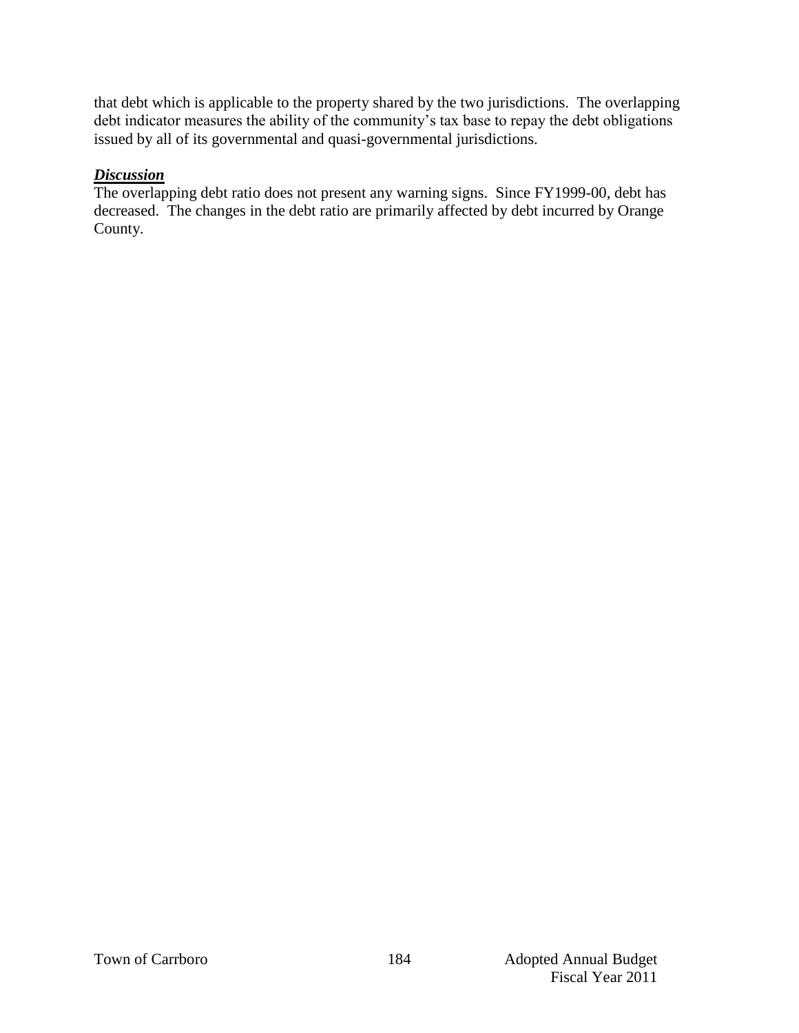that debt which is applicable to the property shared by the two jurisdictions. The overlapping debt indicator measures the ability of the community's tax base to repay the debt obligations issued by all of its governmental and quasi-governmental jurisdictions.

***Discussion***

The overlapping debt ratio does not present any warning signs. Since FY1999-00, debt has decreased. The changes in the debt ratio are primarily affected by debt incurred by Orange County.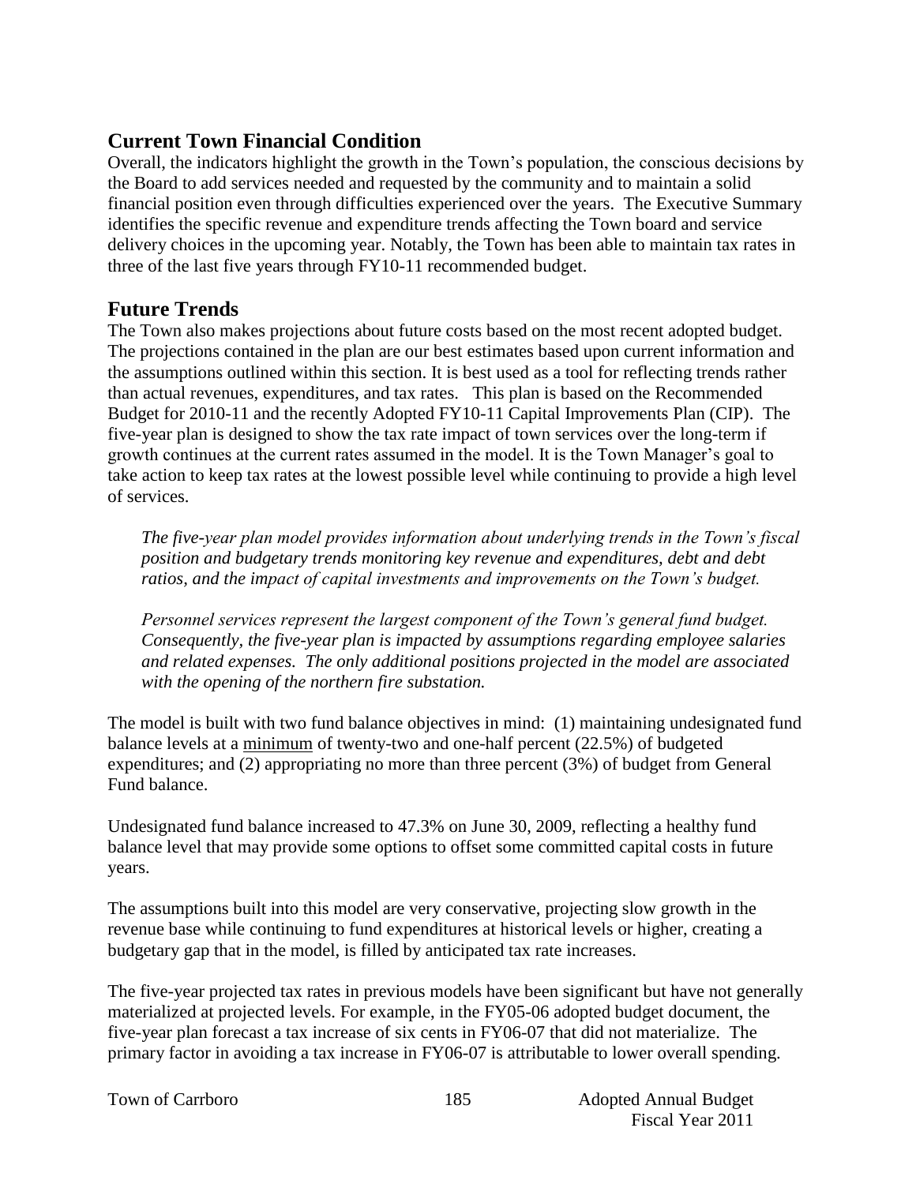## Current Town Financial Condition

Overall, the indicators highlight the growth in the Town's population, the conscious decisions by the Board to add services needed and requested by the community and to maintain a solid financial position even through difficulties experienced over the years. The Executive Summary identifies the specific revenue and expenditure trends affecting the Town board and service delivery choices in the upcoming year. Notably, the Town has been able to maintain tax rates in three of the last five years through FY10-11 recommended budget.

## Future Trends

The Town also makes projections about future costs based on the most recent adopted budget. The projections contained in the plan are our best estimates based upon current information and the assumptions outlined within this section. It is best used as a tool for reflecting trends rather than actual revenues, expenditures, and tax rates. This plan is based on the Recommended Budget for 2010-11 and the recently Adopted FY10-11 Capital Improvements Plan (CIP). The five-year plan is designed to show the tax rate impact of town services over the long-term if growth continues at the current rates assumed in the model. It is the Town Manager's goal to take action to keep tax rates at the lowest possible level while continuing to provide a high level of services.

> *The five-year plan model provides information about underlying trends in the Town's fiscal position and budgetary trends monitoring key revenue and expenditures, debt and debt ratios, and the impact of capital investments and improvements on the Town's budget.*
>
> *Personnel services represent the largest component of the Town's general fund budget. Consequently, the five-year plan is impacted by assumptions regarding employee salaries and related expenses. The only additional positions projected in the model are associated with the opening of the northern fire substation.*

The model is built with two fund balance objectives in mind: (1) maintaining undesignated fund balance levels at a minimum of twenty-two and one-half percent (22.5%) of budgeted expenditures; and (2) appropriating no more than three percent (3%) of budget from General Fund balance.

Undesignated fund balance increased to 47.3% on June 30, 2009, reflecting a healthy fund balance level that may provide some options to offset some committed capital costs in future years.

The assumptions built into this model are very conservative, projecting slow growth in the revenue base while continuing to fund expenditures at historical levels or higher, creating a budgetary gap that in the model, is filled by anticipated tax rate increases.

The five-year projected tax rates in previous models have been significant but have not generally materialized at projected levels. For example, in the FY05-06 adopted budget document, the five-year plan forecast a tax increase of six cents in FY06-07 that did not materialize. The primary factor in avoiding a tax increase in FY06-07 is attributable to lower overall spending.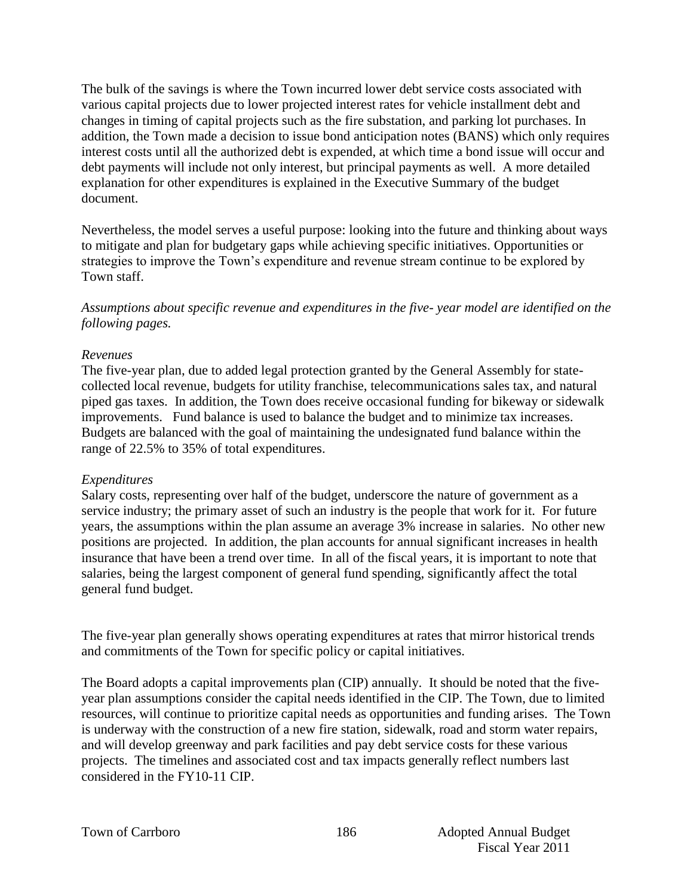The bulk of the savings is where the Town incurred lower debt service costs associated with various capital projects due to lower projected interest rates for vehicle installment debt and changes in timing of capital projects such as the fire substation, and parking lot purchases. In addition, the Town made a decision to issue bond anticipation notes (BANS) which only requires interest costs until all the authorized debt is expended, at which time a bond issue will occur and debt payments will include not only interest, but principal payments as well. A more detailed explanation for other expenditures is explained in the Executive Summary of the budget document.

Nevertheless, the model serves a useful purpose: looking into the future and thinking about ways to mitigate and plan for budgetary gaps while achieving specific initiatives. Opportunities or strategies to improve the Town's expenditure and revenue stream continue to be explored by Town staff.

*Assumptions about specific revenue and expenditures in the five- year model are identified on the following pages.*

*Revenues*

The five-year plan, due to added legal protection granted by the General Assembly for state-collected local revenue, budgets for utility franchise, telecommunications sales tax, and natural piped gas taxes. In addition, the Town does receive occasional funding for bikeway or sidewalk improvements. Fund balance is used to balance the budget and to minimize tax increases. Budgets are balanced with the goal of maintaining the undesignated fund balance within the range of 22.5% to 35% of total expenditures.

*Expenditures*

Salary costs, representing over half of the budget, underscore the nature of government as a service industry; the primary asset of such an industry is the people that work for it. For future years, the assumptions within the plan assume an average 3% increase in salaries. No other new positions are projected. In addition, the plan accounts for annual significant increases in health insurance that have been a trend over time. In all of the fiscal years, it is important to note that salaries, being the largest component of general fund spending, significantly affect the total general fund budget.

The five-year plan generally shows operating expenditures at rates that mirror historical trends and commitments of the Town for specific policy or capital initiatives.

The Board adopts a capital improvements plan (CIP) annually. It should be noted that the five-year plan assumptions consider the capital needs identified in the CIP. The Town, due to limited resources, will continue to prioritize capital needs as opportunities and funding arises. The Town is underway with the construction of a new fire station, sidewalk, road and storm water repairs, and will develop greenway and park facilities and pay debt service costs for these various projects. The timelines and associated cost and tax impacts generally reflect numbers last considered in the FY10-11 CIP.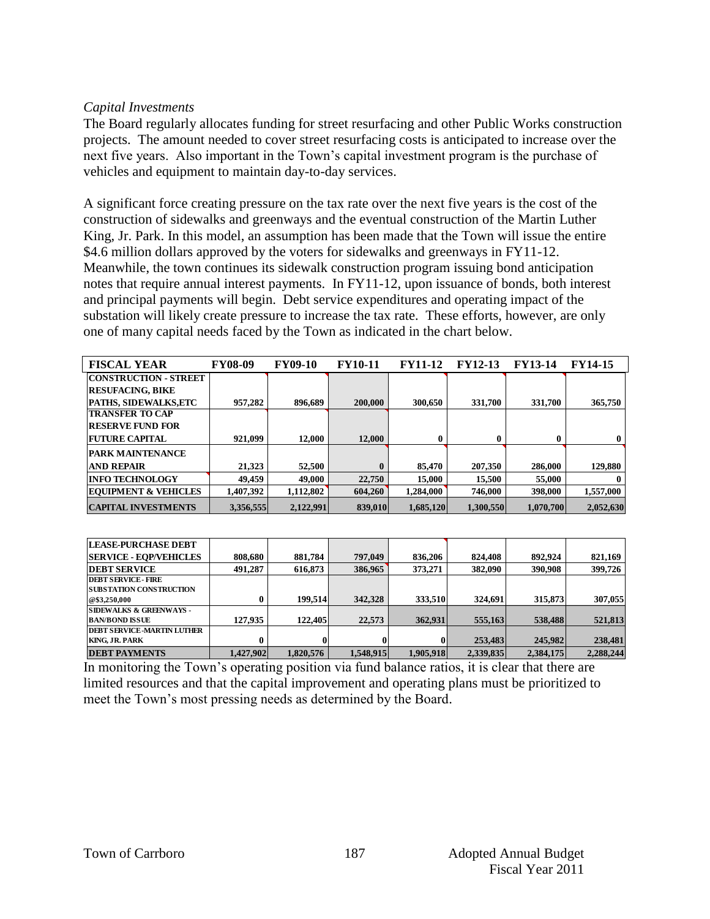*Capital Investments*

The Board regularly allocates funding for street resurfacing and other Public Works construction projects. The amount needed to cover street resurfacing costs is anticipated to increase over the next five years. Also important in the Town's capital investment program is the purchase of vehicles and equipment to maintain day-to-day services.

A significant force creating pressure on the tax rate over the next five years is the cost of the construction of sidewalks and greenways and the eventual construction of the Martin Luther King, Jr. Park. In this model, an assumption has been made that the Town will issue the entire $4.6 million dollars approved by the voters for sidewalks and greenways in FY11-12. Meanwhile, the town continues its sidewalk construction program issuing bond anticipation notes that require annual interest payments. In FY11-12, upon issuance of bonds, both interest and principal payments will begin. Debt service expenditures and operating impact of the substation will likely create pressure to increase the tax rate. These efforts, however, are only one of many capital needs faced by the Town as indicated in the chart below.

| FISCAL YEAR | FY08-09 | FY09-10 | FY10-11 | FY11-12 | FY12-13 | FY13-14 | FY14-15 |
|---|---|---|---|---|---|---|---|
| CONSTRUCTION - STREET RESUFACING, BIKE PATHS, SIDEWALKS,ETC | 957,282 | 896,689 | 200,000 | 300,650 | 331,700 | 331,700 | 365,750 |
| TRANSFER TO CAP RESERVE FUND FOR FUTURE CAPITAL | 921,099 | 12,000 | 12,000 | 0 | 0 | 0 | 0 |
| PARK MAINTENANCE AND REPAIR | 21,323 | 52,500 | 0 | 85,470 | 207,350 | 286,000 | 129,880 |
| INFO TECHNOLOGY | 49,459 | 49,000 | 22,750 | 15,000 | 15,500 | 55,000 | 0 |
| EQUIPMENT & VEHICLES | 1,407,392 | 1,112,802 | 604,260 | 1,284,000 | 746,000 | 398,000 | 1,557,000 |
| CAPITAL INVESTMENTS | 3,356,555 | 2,122,991 | 839,010 | 1,685,120 | 1,300,550 | 1,070,700 | 2,052,630 |
| | | | | | | | |
| LEASE-PURCHASE DEBT SERVICE - EQP/VEHICLES | 808,680 | 881,784 | 797,049 | 836,206 | 824,408 | 892,924 | 821,169 |
| DEBT SERVICE | 491,287 | 616,873 | 386,965 | 373,271 | 382,090 | 390,908 | 399,726 |
| DEBT SERVICE - FIRE SUBSTATION CONSTRUCTION @$3,250,000 | 0 | 199,514 | 342,328 | 333,510 | 324,691 | 315,873 | 307,055 |
| SIDEWALKS & GREENWAYS - BAN/BOND ISSUE | 127,935 | 122,405 | 22,573 | 362,931 | 555,163 | 538,488 | 521,813 |
| DEBT SERVICE -MARTIN LUTHER KING, JR. PARK | 0 | 0 | 0 | 0 | 253,483 | 245,982 | 238,481 |
| DEBT PAYMENTS | 1,427,902 | 1,820,576 | 1,548,915 | 1,905,918 | 2,339,835 | 2,384,175 | 2,288,244 |

In monitoring the Town's operating position via fund balance ratios, it is clear that there are limited resources and that the capital improvement and operating plans must be prioritized to meet the Town's most pressing needs as determined by the Board.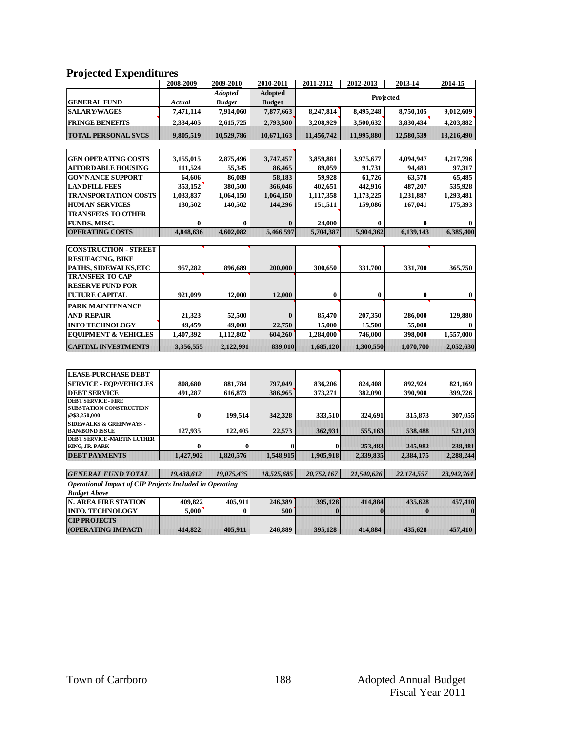## Projected Expenditures

| GENERAL FUND | 2008-2009 *Actual* | 2009-2010 *Adopted Budget* | 2010-2011 **Adopted Budget** | 2011-2012 Projected | 2012-2013 | 2013-14 | 2014-15 |
|---|---|---|---|---|---|---|---|
| **SALARY/WAGES** | **7,471,114** | **7,914,060** | **7,877,663** | **8,247,814** | **8,495,248** | **8,750,105** | **9,012,609** |
| **FRINGE BENEFITS** | **2,334,405** | **2,615,725** | **2,793,500** | **3,208,929** | **3,500,632** | **3,830,434** | **4,203,882** |
| **TOTAL PERSONAL SVCS** | **9,805,519** | **10,529,786** | **10,671,163** | **11,456,742** | **11,995,880** | **12,580,539** | **13,216,490** |
| | | | | | | | |
| **GEN OPERATING COSTS** | **3,155,015** | **2,875,496** | **3,747,457** | **3,859,881** | **3,975,677** | **4,094,947** | **4,217,796** |
| **AFFORDABLE HOUSING** | **111,524** | **55,345** | **86,465** | **89,059** | **91,731** | **94,483** | **97,317** |
| **GOV'NANCE SUPPORT** | **64,606** | **86,089** | **58,183** | **59,928** | **61,726** | **63,578** | **65,485** |
| **LANDFILL FEES** | **353,152** | **380,500** | **366,046** | **402,651** | **442,916** | **487,207** | **535,928** |
| **TRANSPORTATION COSTS** | **1,033,837** | **1,064,150** | **1,064,150** | **1,117,358** | **1,173,225** | **1,231,887** | **1,293,481** |
| **HUMAN SERVICES** | **130,502** | **140,502** | **144,296** | **151,511** | **159,086** | **167,041** | **175,393** |
| **TRANSFERS TO OTHER FUNDS, MISC.** | **0** | **0** | **0** | **24,000** | **0** | **0** | **0** |
| **OPERATING COSTS** | **4,848,636** | **4,602,082** | **5,466,597** | **5,704,387** | **5,904,362** | **6,139,143** | **6,385,400** |
| | | | | | | | |
| **CONSTRUCTION - STREET RESUFACING, BIKE PATHS, SIDEWALKS,ETC** | **957,282** | **896,689** | **200,000** | **300,650** | **331,700** | **331,700** | **365,750** |
| **TRANSFER TO CAP RESERVE FUND FOR FUTURE CAPITAL** | **921,099** | **12,000** | **12,000** | **0** | **0** | **0** | **0** |
| **PARK MAINTENANCE AND REPAIR** | **21,323** | **52,500** | **0** | **85,470** | **207,350** | **286,000** | **129,880** |
| **INFO TECHNOLOGY** | **49,459** | **49,000** | **22,750** | **15,000** | **15,500** | **55,000** | **0** |
| **EQUIPMENT & VEHICLES** | **1,407,392** | **1,112,802** | **604,260** | **1,284,000** | **746,000** | **398,000** | **1,557,000** |
| **CAPITAL INVESTMENTS** | **3,356,555** | **2,122,991** | **839,010** | **1,685,120** | **1,300,550** | **1,070,700** | **2,052,630** |
| | | | | | | | |
| **LEASE-PURCHASE DEBT SERVICE - EQP/VEHICLES** | **808,680** | **881,784** | **797,049** | **836,206** | **824,408** | **892,924** | **821,169** |
| **DEBT SERVICE** | **491,287** | **616,873** | **386,965** | **373,271** | **382,090** | **390,908** | **399,726** |
| **DEBT SERVICE - FIRE SUBSTATION CONSTRUCTION @$3,250,000** | **0** | **199,514** | **342,328** | **333,510** | **324,691** | **315,873** | **307,055** |
| **SIDEWALKS & GREENWAYS - BAN/BOND ISSUE** | **127,935** | **122,405** | **22,573** | **362,931** | **555,163** | **538,488** | **521,813** |
| **DEBT SERVICE -MARTIN LUTHER KING, JR. PARK** | **0** | **0** | **0** | **0** | **253,483** | **245,982** | **238,481** |
| **DEBT PAYMENTS** | **1,427,902** | **1,820,576** | **1,548,915** | **1,905,918** | **2,339,835** | **2,384,175** | **2,288,244** |
| | | | | | | | |
| ***GENERAL FUND TOTAL*** | ***19,438,612*** | ***19,075,435*** | ***18,525,685*** | ***20,752,167*** | ***21,540,626*** | ***22,174,557*** | ***23,942,764*** |

***Operational Impact of CIP Projects Included in Operating Budget Above***

| | 2008-2009 | 2009-2010 | 2010-2011 | 2011-2012 | 2012-2013 | 2013-14 | 2014-15 |
|---|---|---|---|---|---|---|---|
| **N. AREA FIRE STATION** | **409,822** | **405,911** | **246,389** | **395,128** | **414,884** | **435,628** | **457,410** |
| **INFO. TECHNOLOGY** | **5,000** | **0** | **500** | **0** | **0** | **0** | **0** |
| **CIP PROJECTS (OPERATING IMPACT)** | **414,822** | **405,911** | **246,889** | **395,128** | **414,884** | **435,628** | **457,410** |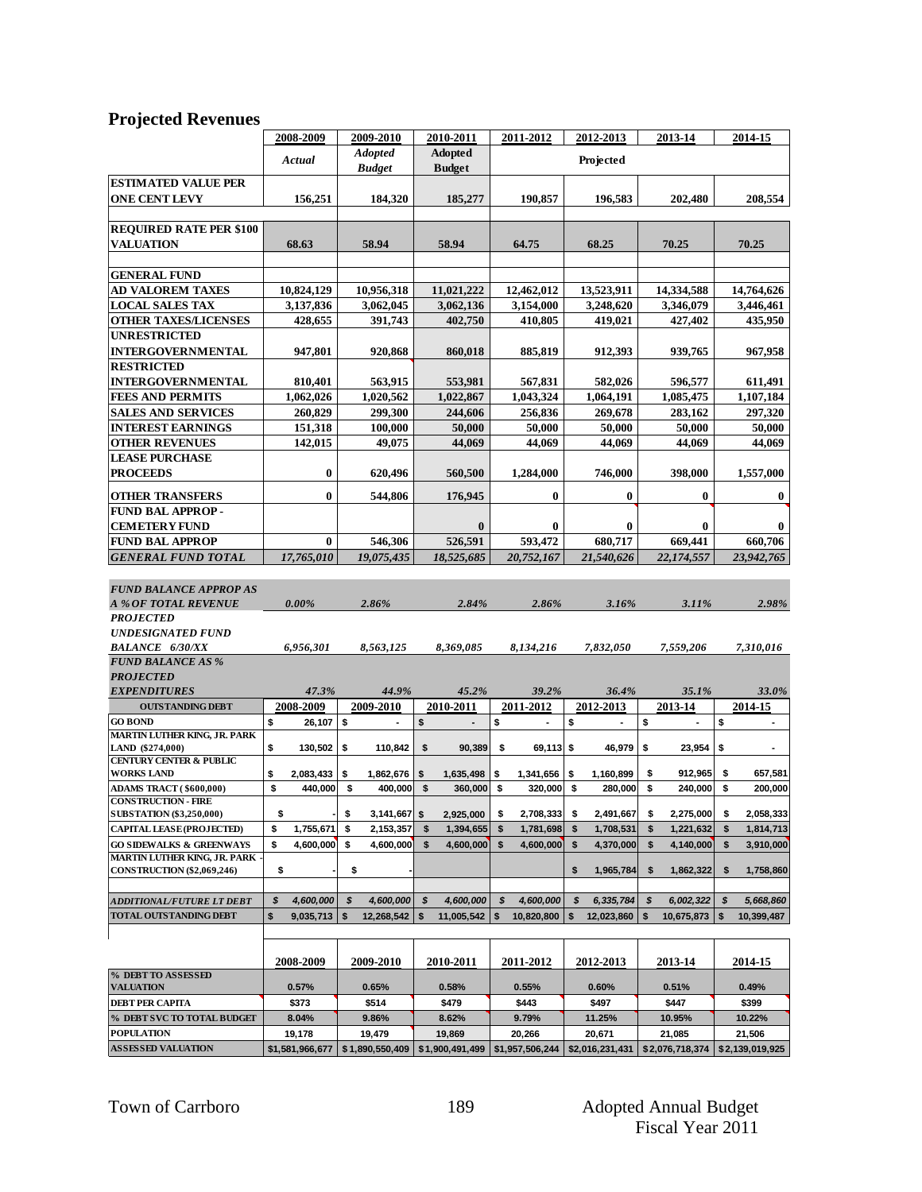## Projected Revenues

| | 2008-2009 | 2009-2010 | 2010-2011 | 2011-2012 | 2012-2013 | 2013-14 | 2014-15 |
|---|---|---|---|---|---|---|---|
| | *Actual* | *Adopted Budget* | **Adopted Budget** | | Projected | | |
| **ESTIMATED VALUE PER ONE CENT LEVY** | 156,251 | 184,320 | 185,277 | 190,857 | 196,583 | 202,480 | 208,554 |
| **REQUIRED RATE PER $100 VALUATION** | 68.63 | 58.94 | 58.94 | 64.75 | 68.25 | 70.25 | 70.25 |
| **GENERAL FUND** | | | | | | | |
| **AD VALOREM TAXES** | 10,824,129 | 10,956,318 | 11,021,222 | 12,462,012 | 13,523,911 | 14,334,588 | 14,764,626 |
| **LOCAL SALES TAX** | 3,137,836 | 3,062,045 | 3,062,136 | 3,154,000 | 3,248,620 | 3,346,079 | 3,446,461 |
| **OTHER TAXES/LICENSES** | 428,655 | 391,743 | 402,750 | 410,805 | 419,021 | 427,402 | 435,950 |
| **UNRESTRICTED INTERGOVERNMENTAL** | 947,801 | 920,868 | 860,018 | 885,819 | 912,393 | 939,765 | 967,958 |
| **RESTRICTED INTERGOVERNMENTAL** | 810,401 | 563,915 | 553,981 | 567,831 | 582,026 | 596,577 | 611,491 |
| **FEES AND PERMITS** | 1,062,026 | 1,020,562 | 1,022,867 | 1,043,324 | 1,064,191 | 1,085,475 | 1,107,184 |
| **SALES AND SERVICES** | 260,829 | 299,300 | 244,606 | 256,836 | 269,678 | 283,162 | 297,320 |
| **INTEREST EARNINGS** | 151,318 | 100,000 | 50,000 | 50,000 | 50,000 | 50,000 | 50,000 |
| **OTHER REVENUES** | 142,015 | 49,075 | 44,069 | 44,069 | 44,069 | 44,069 | 44,069 |
| **LEASE PURCHASE PROCEEDS** | 0 | 620,496 | 560,500 | 1,284,000 | 746,000 | 398,000 | 1,557,000 |
| **OTHER TRANSFERS** | 0 | 544,806 | 176,945 | 0 | 0 | 0 | 0 |
| **FUND BAL APPROP - CEMETERY FUND** | | | 0 | 0 | 0 | 0 | 0 |
| **FUND BAL APPROP** | 0 | 546,306 | 526,591 | 593,472 | 680,717 | 669,441 | 660,706 |
| ***GENERAL FUND TOTAL*** | *17,765,010* | *19,075,435* | *18,525,685* | *20,752,167* | *21,540,626* | *22,174,557* | *23,942,765* |
| ***FUND BALANCE APPROP AS A % OF TOTAL REVENUE*** | *0.00%* | *2.86%* | *2.84%* | *2.86%* | *3.16%* | *3.11%* | *2.98%* |
| ***PROJECTED UNDESIGNATED FUND BALANCE 6/30/XX*** | *6,956,301* | *8,563,125* | *8,369,085* | *8,134,216* | *7,832,050* | *7,559,206* | *7,310,016* |
| ***FUND BALANCE AS % PROJECTED EXPENDITURES*** | *47.3%* | *44.9%* | *45.2%* | *39.2%* | *36.4%* | *35.1%* | *33.0%* |

| OUTSTANDING DEBT | 2008-2009 | 2009-2010 | 2010-2011 | 2011-2012 | 2012-2013 | 2013-14 | 2014-15 |
|---|---|---|---|---|---|---|---|
| GO BOND | $ 26,107 | $ - | $ - | $ - | $ - | $ - | $ - |
| MARTIN LUTHER KING, JR. PARK LAND ($274,000) | $ 130,502 | $ 110,842 | $ 90,389 | $ 69,113 | $ 46,979 | $ 23,954 | $ - |
| CENTURY CENTER & PUBLIC WORKS LAND | $ 2,083,433 | $ 1,862,676 | $ 1,635,498 | $ 1,341,656 | $ 1,160,899 | $ 912,965 | $ 657,581 |
| ADAMS TRACT ( $600,000) | $ 440,000 | $ 400,000 | $ 360,000 | $ 320,000 | $ 280,000 | $ 240,000 | $ 200,000 |
| CONSTRUCTION - FIRE SUBSTATION ($3,250,000) | $ - | $ 3,141,667 | $ 2,925,000 | $ 2,708,333 | $ 2,491,667 | $ 2,275,000 | $ 2,058,333 |
| CAPITAL LEASE (PROJECTED) | $ 1,755,671 | $ 2,153,357 | $ 1,394,655 | $ 1,781,698 | $ 1,708,531 | $ 1,221,632 | $ 1,814,713 |
| GO SIDEWALKS & GREENWAYS | $ 4,600,000 | $ 4,600,000 | $ 4,600,000 | $ 4,600,000 | $ 4,370,000 | $ 4,140,000 | $ 3,910,000 |
| MARTIN LUTHER KING, JR. PARK - CONSTRUCTION ($2,069,246) | $ - | $ - | | | $ 1,965,784 | $ 1,862,322 | $ 1,758,860 |
| *ADDITIONAL/FUTURE LT DEBT* | *$ 4,600,000* | *$ 4,600,000* | *$ 4,600,000* | *$ 4,600,000* | *$ 6,335,784* | *$ 6,002,322* | *$ 5,668,860* |
| TOTAL OUTSTANDING DEBT | $ 9,035,713 | $ 12,268,542 | $ 11,005,542 | $ 10,820,800 | $ 12,023,860 | $ 10,675,873 | $ 10,399,487 |

| | 2008-2009 | 2009-2010 | 2010-2011 | 2011-2012 | 2012-2013 | 2013-14 | 2014-15 |
|---|---|---|---|---|---|---|---|
| % DEBT TO ASSESSED VALUATION | 0.57% | 0.65% | 0.58% | 0.55% | 0.60% | 0.51% | 0.49% |
| DEBT PER CAPITA | $373 | $514 | $479 | $443 | $497 | $447 | $399 |
| % DEBT SVC TO TOTAL BUDGET | 8.04% | 9.86% | 8.62% | 9.79% | 11.25% | 10.95% | 10.22% |
| POPULATION | 19,178 | 19,479 | 19,869 | 20,266 | 20,671 | 21,085 | 21,506 |
| ASSESSED VALUATION | $1,581,966,677 | $1,890,550,409 | $1,900,491,499 | $1,957,506,244 | $2,016,231,431 | $2,076,718,374 | $2,139,019,925 |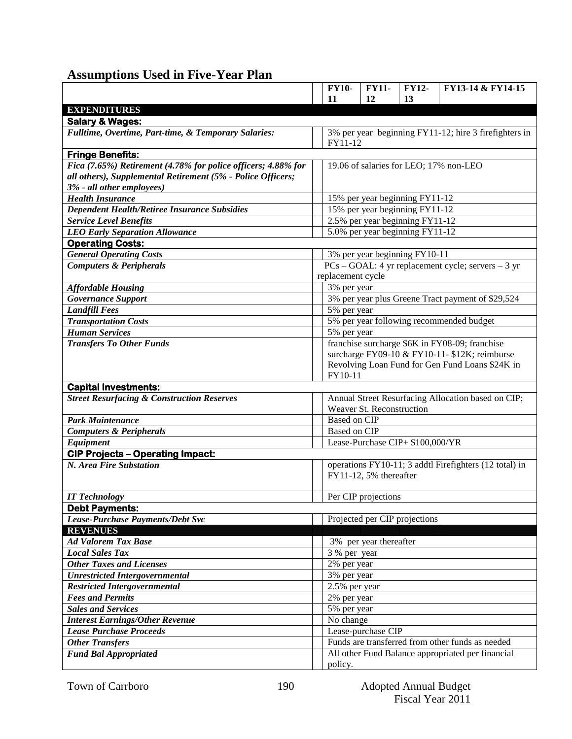## Assumptions Used in Five-Year Plan

| | FY10-11 | FY11-12 | FY12-13 | FY13-14 & FY14-15 |
|---|---|---|---|---|
| **EXPENDITURES** | | | | |
| **Salary & Wages:** | | | | |
| ***Fulltime, Overtime, Part-time, & Temporary Salaries:*** | 3% per year beginning FY11-12; hire 3 firefighters in FY11-12 | | | |
| **Fringe Benefits:** | | | | |
| ***Fica (7.65%) Retirement (4.78% for police officers; 4.88% for all others), Supplemental Retirement (5% - Police Officers; 3% - all other employees)*** | 19.06 of salaries for LEO; 17% non-LEO | | | |
| ***Health Insurance*** | 15% per year beginning FY11-12 | | | |
| ***Dependent Health/Retiree Insurance Subsidies*** | 15% per year beginning FY11-12 | | | |
| ***Service Level Benefits*** | 2.5% per year beginning FY11-12 | | | |
| ***LEO Early Separation Allowance*** | 5.0% per year beginning FY11-12 | | | |
| **Operating Costs:** | | | | |
| ***General Operating Costs*** | 3% per year beginning FY10-11 | | | |
| ***Computers & Peripherals*** | PCs – GOAL: 4 yr replacement cycle; servers – 3 yr replacement cycle | | | |
| ***Affordable Housing*** | 3% per year | | | |
| ***Governance Support*** | 3% per year plus Greene Tract payment of $29,524 | | | |
| ***Landfill Fees*** | 5% per year | | | |
| ***Transportation Costs*** | 5% per year following recommended budget | | | |
| ***Human Services*** | 5% per year | | | |
| ***Transfers To Other Funds*** | franchise surcharge $6K in FY08-09; franchise surcharge FY09-10 & FY10-11- $12K; reimburse Revolving Loan Fund for Gen Fund Loans $24K in FY10-11 | | | |
| **Capital Investments:** | | | | |
| ***Street Resurfacing & Construction Reserves*** | Annual Street Resurfacing Allocation based on CIP; Weaver St. Reconstruction | | | |
| ***Park Maintenance*** | Based on CIP | | | |
| ***Computers & Peripherals*** | Based on CIP | | | |
| ***Equipment*** | Lease-Purchase CIP+ $100,000/YR | | | |
| **CIP Projects – Operating Impact:** | | | | |
| ***N. Area Fire Substation*** | operations FY10-11; 3 addtl Firefighters (12 total) in FY11-12, 5% thereafter | | | |
| ***IT Technology*** | Per CIP projections | | | |
| **Debt Payments:** | | | | |
| ***Lease-Purchase Payments/Debt Svc*** | Projected per CIP projections | | | |
| **REVENUES** | | | | |
| ***Ad Valorem Tax Base*** | 3% per year thereafter | | | |
| ***Local Sales Tax*** | 3 % per year | | | |
| ***Other Taxes and Licenses*** | 2% per year | | | |
| ***Unrestricted Intergovernmental*** | 3% per year | | | |
| ***Restricted Intergovernmental*** | 2.5% per year | | | |
| ***Fees and Permits*** | 2% per year | | | |
| ***Sales and Services*** | 5% per year | | | |
| ***Interest Earnings/Other Revenue*** | No change | | | |
| ***Lease Purchase Proceeds*** | Lease-purchase CIP | | | |
| ***Other Transfers*** | Funds are transferred from other funds as needed | | | |
| ***Fund Bal Appropriated*** | All other Fund Balance appropriated per financial policy. | | | |